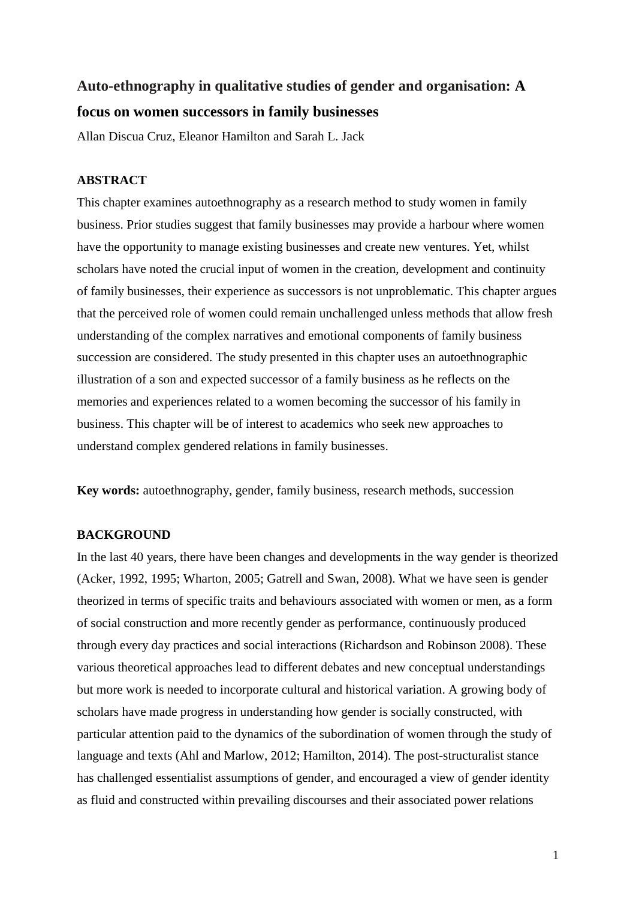# Auto-ethnography in qualitative studies of gender and organisation: A focus on women successors in family businesses

Allan Discua Cruz, Eleanor Hamilton and Sarah L. Jack

## ABSTRACT

This chapter examines autoethnography as a research method to study women in family business. Prior studies suggest that family businesses may provide a harbour where women have the opportunity to manage existing businesses and create new ventures. Yet, whilst scholars have noted the crucial input of women in the creation, development and continuity of family businesses, their experience as successors is not unproblematic. This chapter argues that the perceived role of women could remain unchallenged unless methods that allow fresh understanding of the complex narratives and emotional components of family business succession are considered. The study presented in this chapter uses an autoethnographic illustration of a son and expected successor of a family business as he reflects on the memories and experiences related to a women becoming the successor of his family in business. This chapter will be of interest to academics who seek new approaches to understand complex gendered relations in family businesses.

**Key words:** autoethnography, gender, family business, research methods, succession

## BACKGROUND

In the last 40 years, there have been changes and developments in the way gender is theorized (Acker, 1992, 1995; Wharton, 2005; Gatrell and Swan, 2008). What we have seen is gender theorized in terms of specific traits and behaviours associated with women or men, as a form of social construction and more recently gender as performance, continuously produced through every day practices and social interactions (Richardson and Robinson 2008). These various theoretical approaches lead to different debates and new conceptual understandings but more work is needed to incorporate cultural and historical variation. A growing body of scholars have made progress in understanding how gender is socially constructed, with particular attention paid to the dynamics of the subordination of women through the study of language and texts (Ahl and Marlow, 2012; Hamilton, 2014). The post-structuralist stance has challenged essentialist assumptions of gender, and encouraged a view of gender identity as fluid and constructed within prevailing discourses and their associated power relations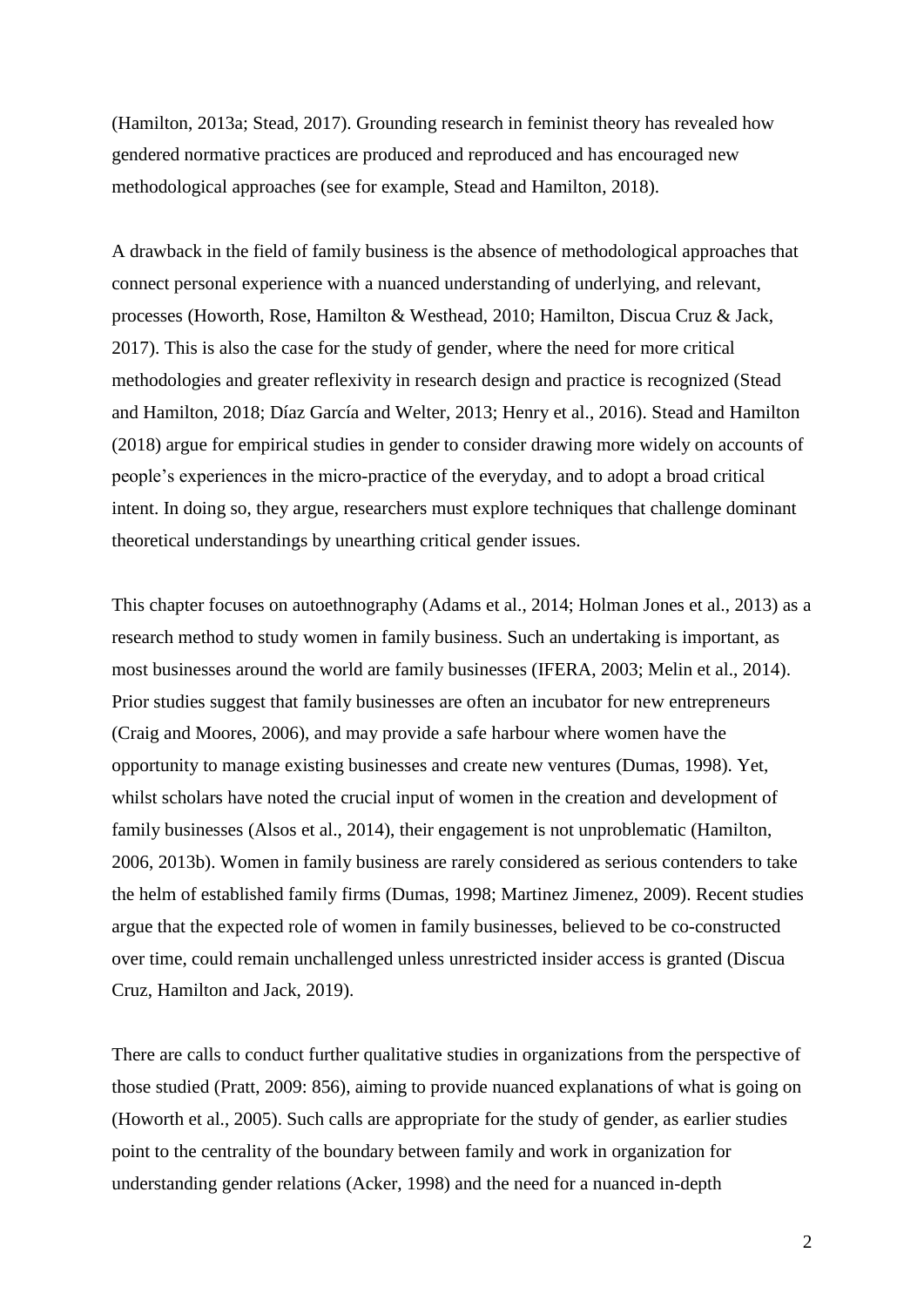(Hamilton, 2013a; Stead, 2017). Grounding research in feminist theory has revealed how gendered normative practices are produced and reproduced and has encouraged new methodological approaches (see for example, Stead and Hamilton, 2018).

A drawback in the field of family business is the absence of methodological approaches that connect personal experience with a nuanced understanding of underlying, and relevant, processes (Howorth, Rose, Hamilton & Westhead, 2010; Hamilton, Discua Cruz & Jack, 2017). This is also the case for the study of gender, where the need for more critical methodologies and greater reflexivity in research design and practice is recognized (Stead and Hamilton, 2018; Díaz García and Welter, 2013; Henry et al., 2016). Stead and Hamilton (2018) argue for empirical studies in gender to consider drawing more widely on accounts of people's experiences in the micro-practice of the everyday, and to adopt a broad critical intent. In doing so, they argue, researchers must explore techniques that challenge dominant theoretical understandings by unearthing critical gender issues.

This chapter focuses on autoethnography (Adams et al., 2014; Holman Jones et al., 2013) as a research method to study women in family business. Such an undertaking is important, as most businesses around the world are family businesses (IFERA, 2003; Melin et al., 2014). Prior studies suggest that family businesses are often an incubator for new entrepreneurs (Craig and Moores, 2006), and may provide a safe harbour where women have the opportunity to manage existing businesses and create new ventures (Dumas, 1998). Yet, whilst scholars have noted the crucial input of women in the creation and development of family businesses (Alsos et al., 2014), their engagement is not unproblematic (Hamilton, 2006, 2013b). Women in family business are rarely considered as serious contenders to take the helm of established family firms (Dumas, 1998; Martinez Jimenez, 2009). Recent studies argue that the expected role of women in family businesses, believed to be co-constructed over time, could remain unchallenged unless unrestricted insider access is granted (Discua Cruz, Hamilton and Jack, 2019).

There are calls to conduct further qualitative studies in organizations from the perspective of those studied (Pratt, 2009: 856), aiming to provide nuanced explanations of what is going on (Howorth et al., 2005). Such calls are appropriate for the study of gender, as earlier studies point to the centrality of the boundary between family and work in organization for understanding gender relations (Acker, 1998) and the need for a nuanced in-depth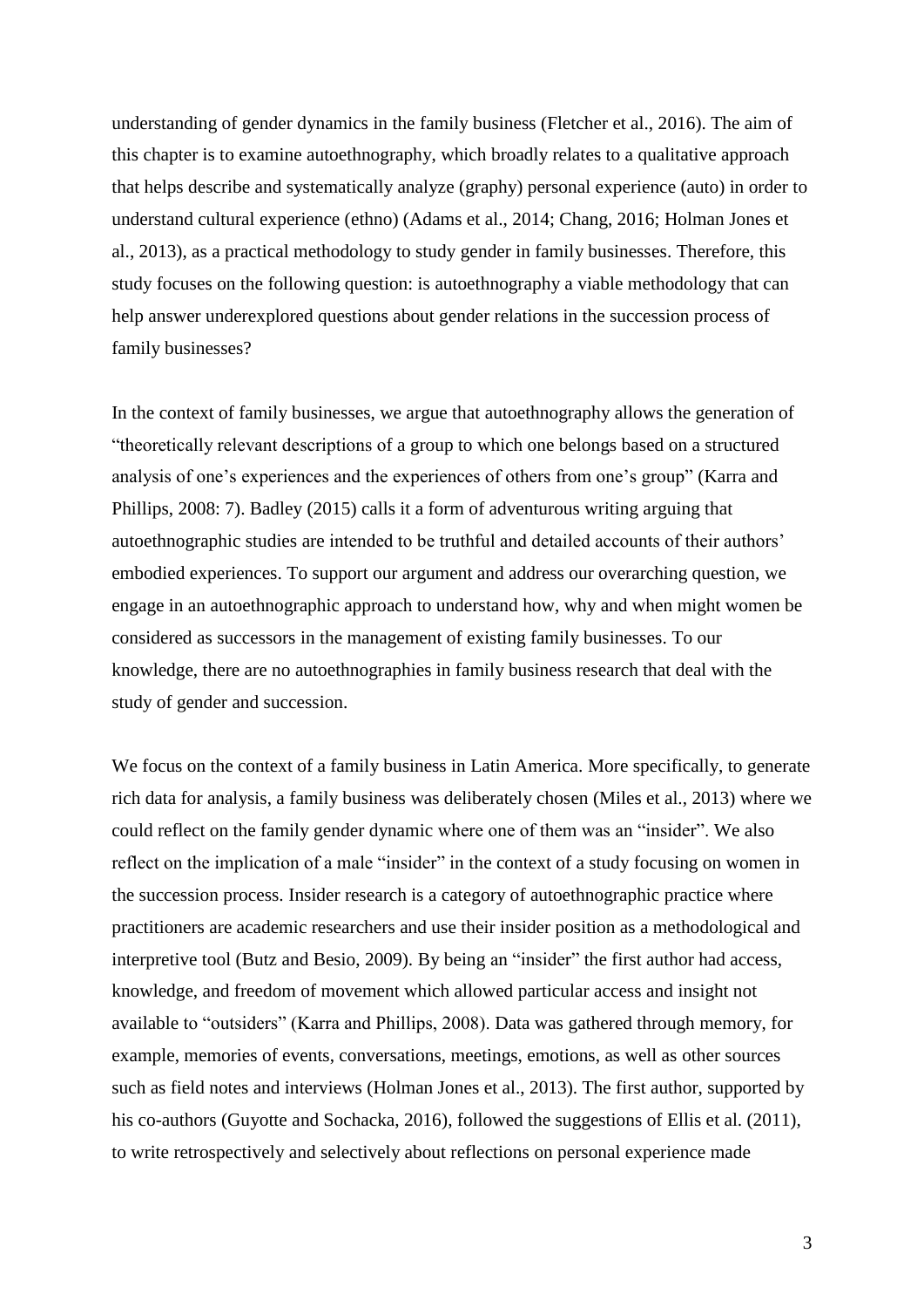understanding of gender dynamics in the family business (Fletcher et al., 2016). The aim of this chapter is to examine autoethnography, which broadly relates to a qualitative approach that helps describe and systematically analyze (graphy) personal experience (auto) in order to understand cultural experience (ethno) (Adams et al., 2014; Chang, 2016; Holman Jones et al., 2013), as a practical methodology to study gender in family businesses. Therefore, this study focuses on the following question: is autoethnography a viable methodology that can help answer underexplored questions about gender relations in the succession process of family businesses?

In the context of family businesses, we argue that autoethnography allows the generation of "theoretically relevant descriptions of a group to which one belongs based on a structured analysis of one's experiences and the experiences of others from one's group" (Karra and Phillips, 2008: 7). Badley (2015) calls it a form of adventurous writing arguing that autoethnographic studies are intended to be truthful and detailed accounts of their authors' embodied experiences. To support our argument and address our overarching question, we engage in an autoethnographic approach to understand how, why and when might women be considered as successors in the management of existing family businesses. To our knowledge, there are no autoethnographies in family business research that deal with the study of gender and succession.

We focus on the context of a family business in Latin America. More specifically, to generate rich data for analysis, a family business was deliberately chosen (Miles et al., 2013) where we could reflect on the family gender dynamic where one of them was an "insider". We also reflect on the implication of a male "insider" in the context of a study focusing on women in the succession process. Insider research is a category of autoethnographic practice where practitioners are academic researchers and use their insider position as a methodological and interpretive tool (Butz and Besio, 2009). By being an "insider" the first author had access, knowledge, and freedom of movement which allowed particular access and insight not available to "outsiders" (Karra and Phillips, 2008). Data was gathered through memory, for example, memories of events, conversations, meetings, emotions, as well as other sources such as field notes and interviews (Holman Jones et al., 2013). The first author, supported by his co-authors (Guyotte and Sochacka, 2016), followed the suggestions of Ellis et al. (2011), to write retrospectively and selectively about reflections on personal experience made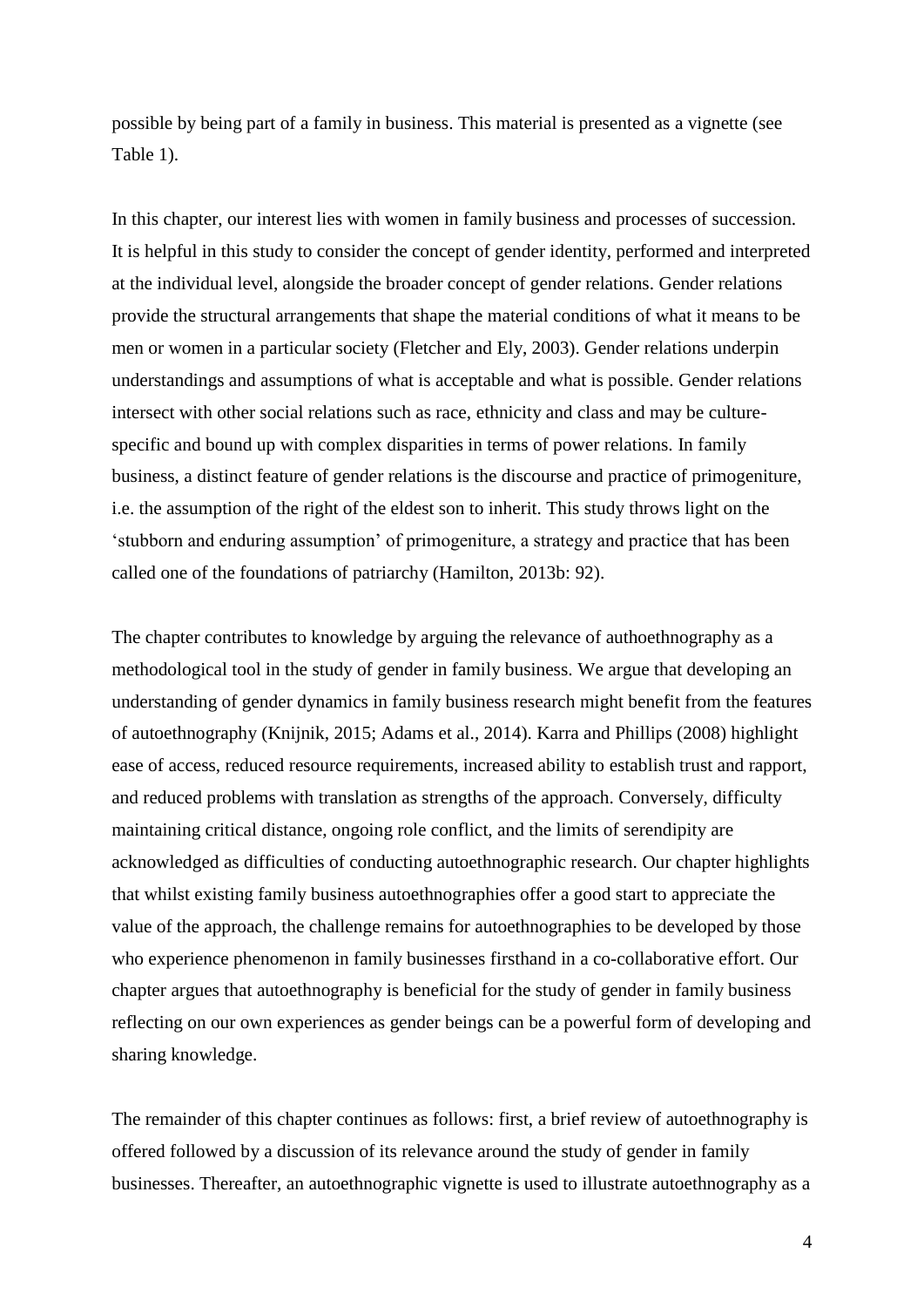possible by being part of a family in business. This material is presented as a vignette (see Table 1).

In this chapter, our interest lies with women in family business and processes of succession. It is helpful in this study to consider the concept of gender identity, performed and interpreted at the individual level, alongside the broader concept of gender relations. Gender relations provide the structural arrangements that shape the material conditions of what it means to be men or women in a particular society (Fletcher and Ely, 2003). Gender relations underpin understandings and assumptions of what is acceptable and what is possible. Gender relations intersect with other social relations such as race, ethnicity and class and may be culture-specific and bound up with complex disparities in terms of power relations. In family business, a distinct feature of gender relations is the discourse and practice of primogeniture, i.e. the assumption of the right of the eldest son to inherit. This study throws light on the 'stubborn and enduring assumption' of primogeniture, a strategy and practice that has been called one of the foundations of patriarchy (Hamilton, 2013b: 92).

The chapter contributes to knowledge by arguing the relevance of authoethnography as a methodological tool in the study of gender in family business. We argue that developing an understanding of gender dynamics in family business research might benefit from the features of autoethnography (Knijnik, 2015; Adams et al., 2014). Karra and Phillips (2008) highlight ease of access, reduced resource requirements, increased ability to establish trust and rapport, and reduced problems with translation as strengths of the approach. Conversely, difficulty maintaining critical distance, ongoing role conflict, and the limits of serendipity are acknowledged as difficulties of conducting autoethnographic research. Our chapter highlights that whilst existing family business autoethnographies offer a good start to appreciate the value of the approach, the challenge remains for autoethnographies to be developed by those who experience phenomenon in family businesses firsthand in a co-collaborative effort. Our chapter argues that autoethnography is beneficial for the study of gender in family business reflecting on our own experiences as gender beings can be a powerful form of developing and sharing knowledge.

The remainder of this chapter continues as follows: first, a brief review of autoethnography is offered followed by a discussion of its relevance around the study of gender in family businesses. Thereafter, an autoethnographic vignette is used to illustrate autoethnography as a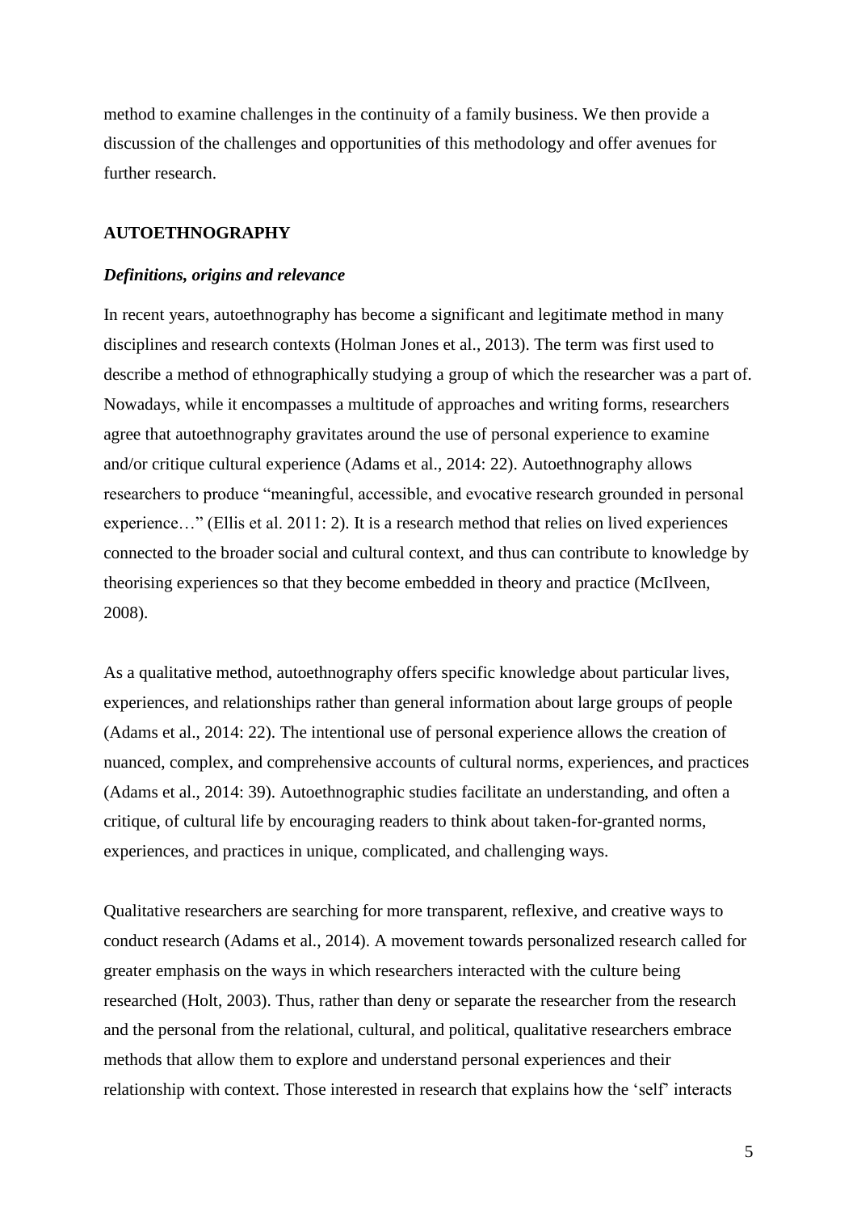method to examine challenges in the continuity of a family business. We then provide a discussion of the challenges and opportunities of this methodology and offer avenues for further research.

## AUTOETHNOGRAPHY

### *Definitions, origins and relevance*

In recent years, autoethnography has become a significant and legitimate method in many disciplines and research contexts (Holman Jones et al., 2013). The term was first used to describe a method of ethnographically studying a group of which the researcher was a part of. Nowadays, while it encompasses a multitude of approaches and writing forms, researchers agree that autoethnography gravitates around the use of personal experience to examine and/or critique cultural experience (Adams et al., 2014: 22). Autoethnography allows researchers to produce "meaningful, accessible, and evocative research grounded in personal experience…" (Ellis et al. 2011: 2). It is a research method that relies on lived experiences connected to the broader social and cultural context, and thus can contribute to knowledge by theorising experiences so that they become embedded in theory and practice (McIlveen, 2008).

As a qualitative method, autoethnography offers specific knowledge about particular lives, experiences, and relationships rather than general information about large groups of people (Adams et al., 2014: 22). The intentional use of personal experience allows the creation of nuanced, complex, and comprehensive accounts of cultural norms, experiences, and practices (Adams et al., 2014: 39). Autoethnographic studies facilitate an understanding, and often a critique, of cultural life by encouraging readers to think about taken-for-granted norms, experiences, and practices in unique, complicated, and challenging ways.

Qualitative researchers are searching for more transparent, reflexive, and creative ways to conduct research (Adams et al., 2014). A movement towards personalized research called for greater emphasis on the ways in which researchers interacted with the culture being researched (Holt, 2003). Thus, rather than deny or separate the researcher from the research and the personal from the relational, cultural, and political, qualitative researchers embrace methods that allow them to explore and understand personal experiences and their relationship with context. Those interested in research that explains how the 'self' interacts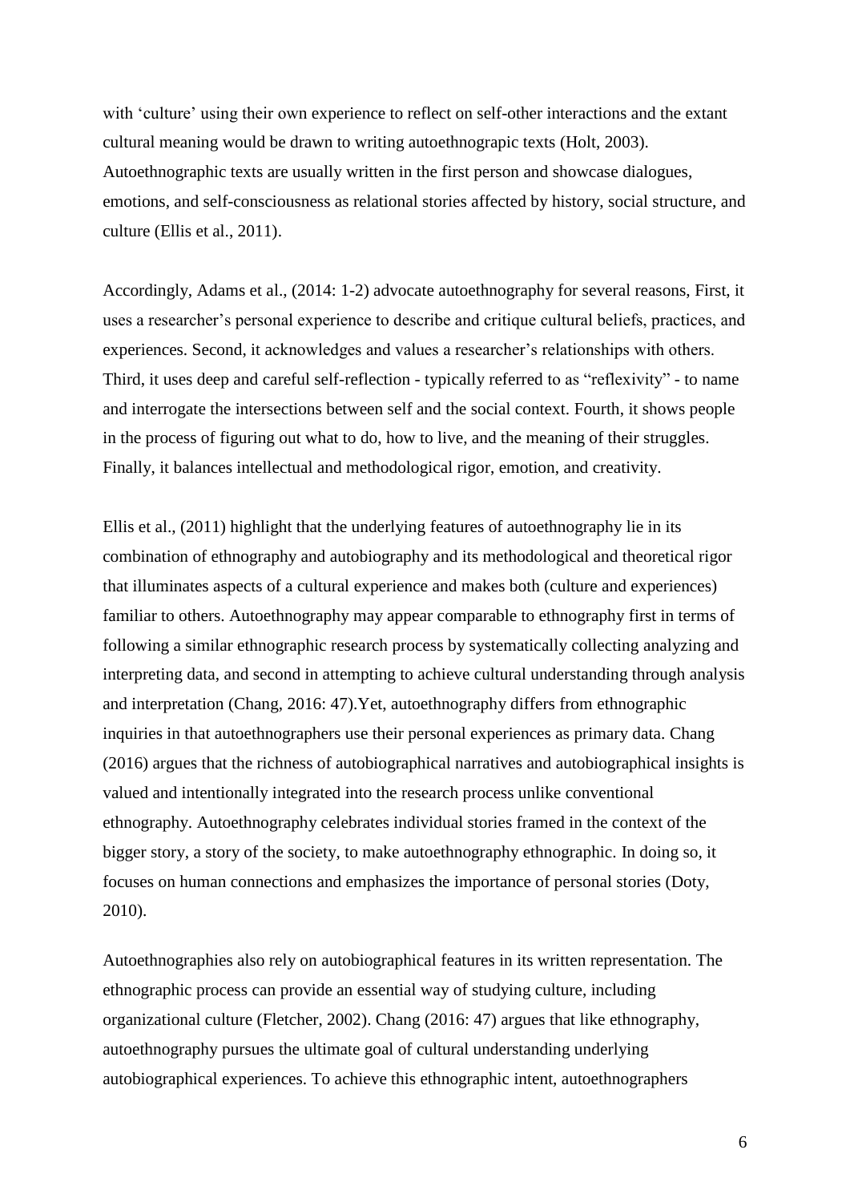with 'culture' using their own experience to reflect on self-other interactions and the extant cultural meaning would be drawn to writing autoethnograpic texts (Holt, 2003). Autoethnographic texts are usually written in the first person and showcase dialogues, emotions, and self-consciousness as relational stories affected by history, social structure, and culture (Ellis et al., 2011).

Accordingly, Adams et al., (2014: 1-2) advocate autoethnography for several reasons, First, it uses a researcher's personal experience to describe and critique cultural beliefs, practices, and experiences. Second, it acknowledges and values a researcher's relationships with others. Third, it uses deep and careful self-reflection - typically referred to as "reflexivity" - to name and interrogate the intersections between self and the social context. Fourth, it shows people in the process of figuring out what to do, how to live, and the meaning of their struggles. Finally, it balances intellectual and methodological rigor, emotion, and creativity.

Ellis et al., (2011) highlight that the underlying features of autoethnography lie in its combination of ethnography and autobiography and its methodological and theoretical rigor that illuminates aspects of a cultural experience and makes both (culture and experiences) familiar to others. Autoethnography may appear comparable to ethnography first in terms of following a similar ethnographic research process by systematically collecting analyzing and interpreting data, and second in attempting to achieve cultural understanding through analysis and interpretation (Chang, 2016: 47).Yet, autoethnography differs from ethnographic inquiries in that autoethnographers use their personal experiences as primary data. Chang (2016) argues that the richness of autobiographical narratives and autobiographical insights is valued and intentionally integrated into the research process unlike conventional ethnography. Autoethnography celebrates individual stories framed in the context of the bigger story, a story of the society, to make autoethnography ethnographic. In doing so, it focuses on human connections and emphasizes the importance of personal stories (Doty, 2010).

Autoethnographies also rely on autobiographical features in its written representation. The ethnographic process can provide an essential way of studying culture, including organizational culture (Fletcher, 2002). Chang (2016: 47) argues that like ethnography, autoethnography pursues the ultimate goal of cultural understanding underlying autobiographical experiences. To achieve this ethnographic intent, autoethnographers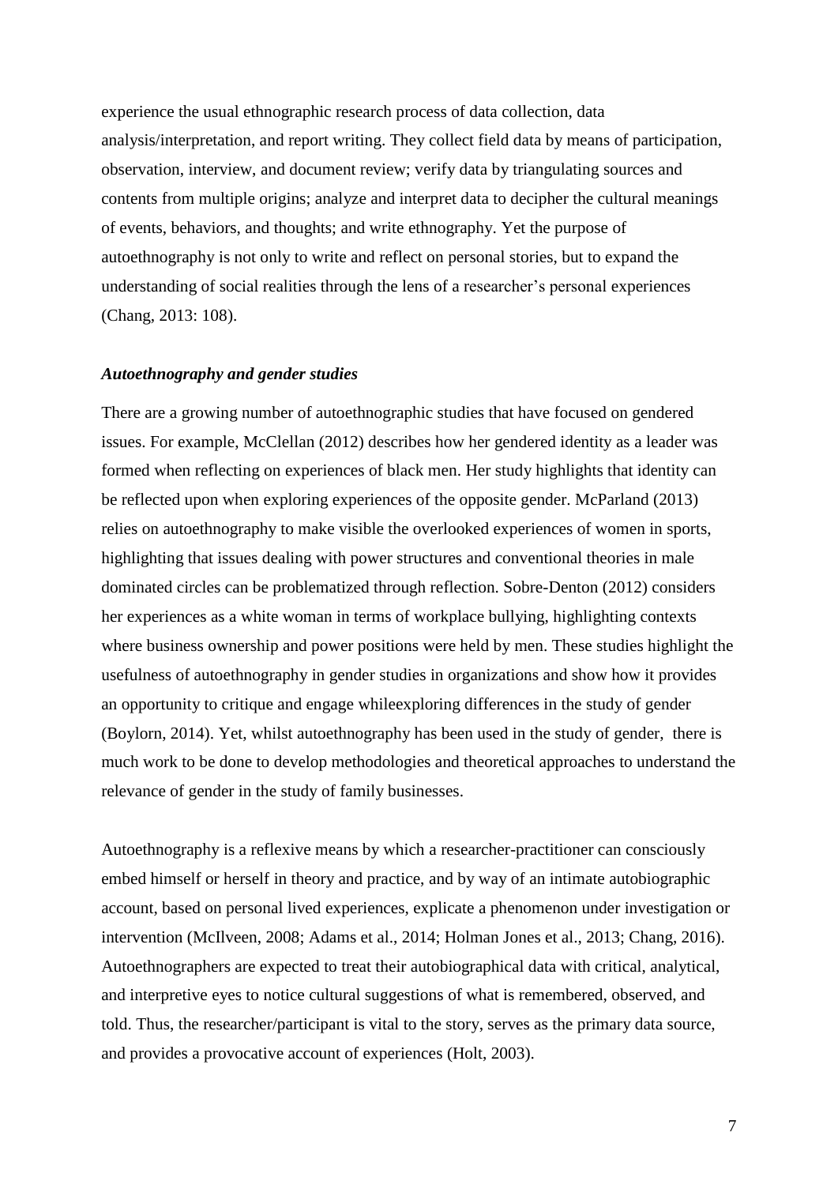experience the usual ethnographic research process of data collection, data analysis/interpretation, and report writing. They collect field data by means of participation, observation, interview, and document review; verify data by triangulating sources and contents from multiple origins; analyze and interpret data to decipher the cultural meanings of events, behaviors, and thoughts; and write ethnography. Yet the purpose of autoethnography is not only to write and reflect on personal stories, but to expand the understanding of social realities through the lens of a researcher's personal experiences (Chang, 2013: 108).

### *Autoethnography and gender studies*

There are a growing number of autoethnographic studies that have focused on gendered issues. For example, McClellan (2012) describes how her gendered identity as a leader was formed when reflecting on experiences of black men. Her study highlights that identity can be reflected upon when exploring experiences of the opposite gender. McParland (2013) relies on autoethnography to make visible the overlooked experiences of women in sports, highlighting that issues dealing with power structures and conventional theories in male dominated circles can be problematized through reflection. Sobre-Denton (2012) considers her experiences as a white woman in terms of workplace bullying, highlighting contexts where business ownership and power positions were held by men. These studies highlight the usefulness of autoethnography in gender studies in organizations and show how it provides an opportunity to critique and engage whileexploring differences in the study of gender (Boylorn, 2014). Yet, whilst autoethnography has been used in the study of gender, there is much work to be done to develop methodologies and theoretical approaches to understand the relevance of gender in the study of family businesses.

Autoethnography is a reflexive means by which a researcher-practitioner can consciously embed himself or herself in theory and practice, and by way of an intimate autobiographic account, based on personal lived experiences, explicate a phenomenon under investigation or intervention (McIlveen, 2008; Adams et al., 2014; Holman Jones et al., 2013; Chang, 2016). Autoethnographers are expected to treat their autobiographical data with critical, analytical, and interpretive eyes to notice cultural suggestions of what is remembered, observed, and told. Thus, the researcher/participant is vital to the story, serves as the primary data source, and provides a provocative account of experiences (Holt, 2003).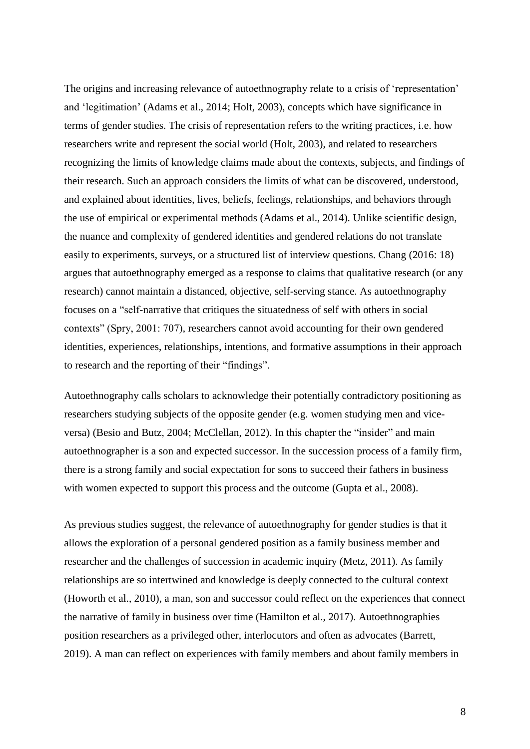The origins and increasing relevance of autoethnography relate to a crisis of 'representation' and 'legitimation' (Adams et al., 2014; Holt, 2003), concepts which have significance in terms of gender studies. The crisis of representation refers to the writing practices, i.e. how researchers write and represent the social world (Holt, 2003), and related to researchers recognizing the limits of knowledge claims made about the contexts, subjects, and findings of their research. Such an approach considers the limits of what can be discovered, understood, and explained about identities, lives, beliefs, feelings, relationships, and behaviors through the use of empirical or experimental methods (Adams et al., 2014). Unlike scientific design, the nuance and complexity of gendered identities and gendered relations do not translate easily to experiments, surveys, or a structured list of interview questions. Chang (2016: 18) argues that autoethnography emerged as a response to claims that qualitative research (or any research) cannot maintain a distanced, objective, self-serving stance. As autoethnography focuses on a "self-narrative that critiques the situatedness of self with others in social contexts" (Spry, 2001: 707), researchers cannot avoid accounting for their own gendered identities, experiences, relationships, intentions, and formative assumptions in their approach to research and the reporting of their "findings".

Autoethnography calls scholars to acknowledge their potentially contradictory positioning as researchers studying subjects of the opposite gender (e.g. women studying men and vice-versa) (Besio and Butz, 2004; McClellan, 2012). In this chapter the "insider" and main autoethnographer is a son and expected successor. In the succession process of a family firm, there is a strong family and social expectation for sons to succeed their fathers in business with women expected to support this process and the outcome (Gupta et al., 2008).

As previous studies suggest, the relevance of autoethnography for gender studies is that it allows the exploration of a personal gendered position as a family business member and researcher and the challenges of succession in academic inquiry (Metz, 2011). As family relationships are so intertwined and knowledge is deeply connected to the cultural context (Howorth et al., 2010), a man, son and successor could reflect on the experiences that connect the narrative of family in business over time (Hamilton et al., 2017). Autoethnographies position researchers as a privileged other, interlocutors and often as advocates (Barrett, 2019). A man can reflect on experiences with family members and about family members in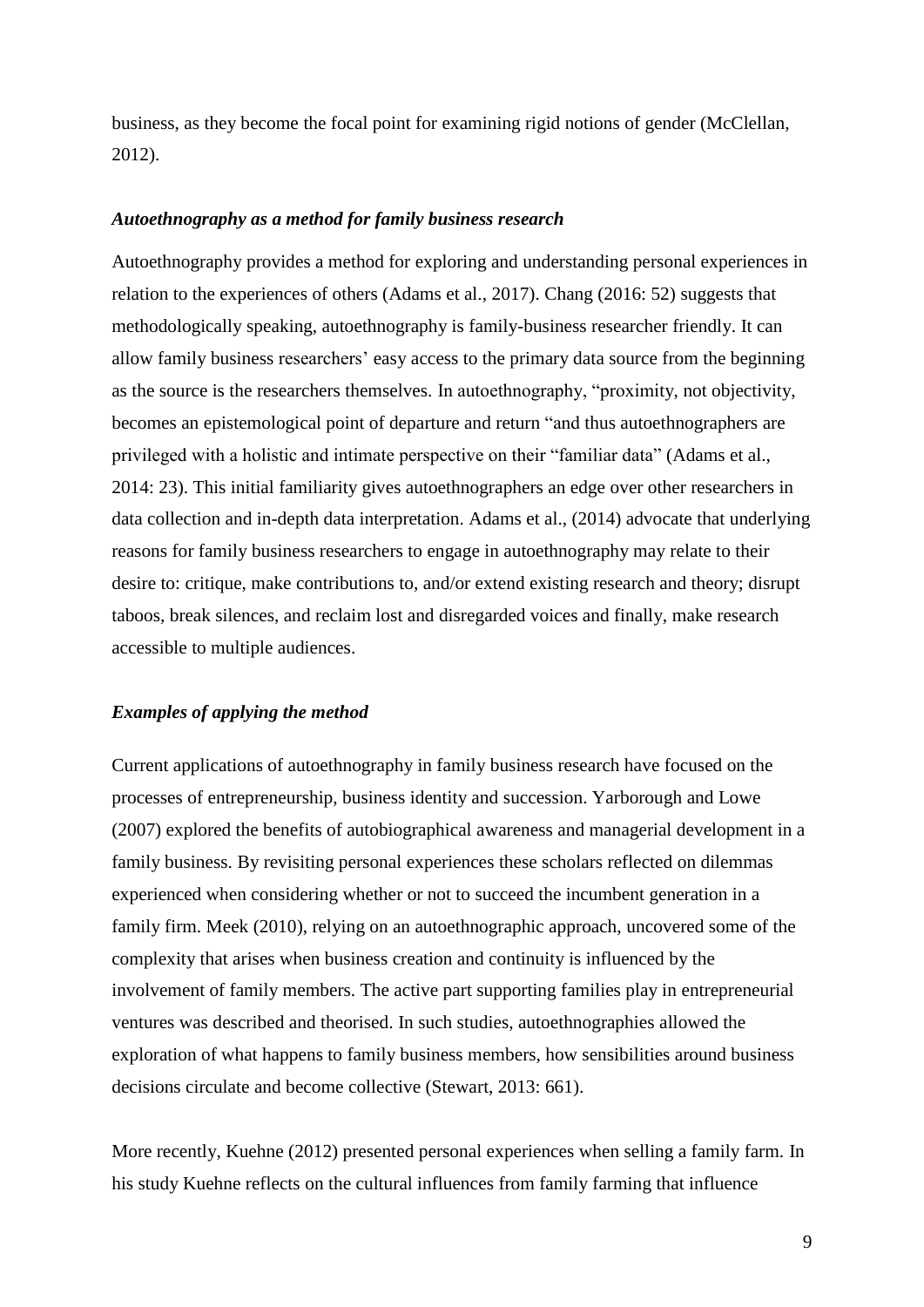business, as they become the focal point for examining rigid notions of gender (McClellan, 2012).

### *Autoethnography as a method for family business research*

Autoethnography provides a method for exploring and understanding personal experiences in relation to the experiences of others (Adams et al., 2017). Chang (2016: 52) suggests that methodologically speaking, autoethnography is family-business researcher friendly. It can allow family business researchers' easy access to the primary data source from the beginning as the source is the researchers themselves. In autoethnography, "proximity, not objectivity, becomes an epistemological point of departure and return "and thus autoethnographers are privileged with a holistic and intimate perspective on their "familiar data" (Adams et al., 2014: 23). This initial familiarity gives autoethnographers an edge over other researchers in data collection and in-depth data interpretation. Adams et al., (2014) advocate that underlying reasons for family business researchers to engage in autoethnography may relate to their desire to: critique, make contributions to, and/or extend existing research and theory; disrupt taboos, break silences, and reclaim lost and disregarded voices and finally, make research accessible to multiple audiences.

### *Examples of applying the method*

Current applications of autoethnography in family business research have focused on the processes of entrepreneurship, business identity and succession. Yarborough and Lowe (2007) explored the benefits of autobiographical awareness and managerial development in a family business. By revisiting personal experiences these scholars reflected on dilemmas experienced when considering whether or not to succeed the incumbent generation in a family firm. Meek (2010), relying on an autoethnographic approach, uncovered some of the complexity that arises when business creation and continuity is influenced by the involvement of family members. The active part supporting families play in entrepreneurial ventures was described and theorised. In such studies, autoethnographies allowed the exploration of what happens to family business members, how sensibilities around business decisions circulate and become collective (Stewart, 2013: 661).

More recently, Kuehne (2012) presented personal experiences when selling a family farm. In his study Kuehne reflects on the cultural influences from family farming that influence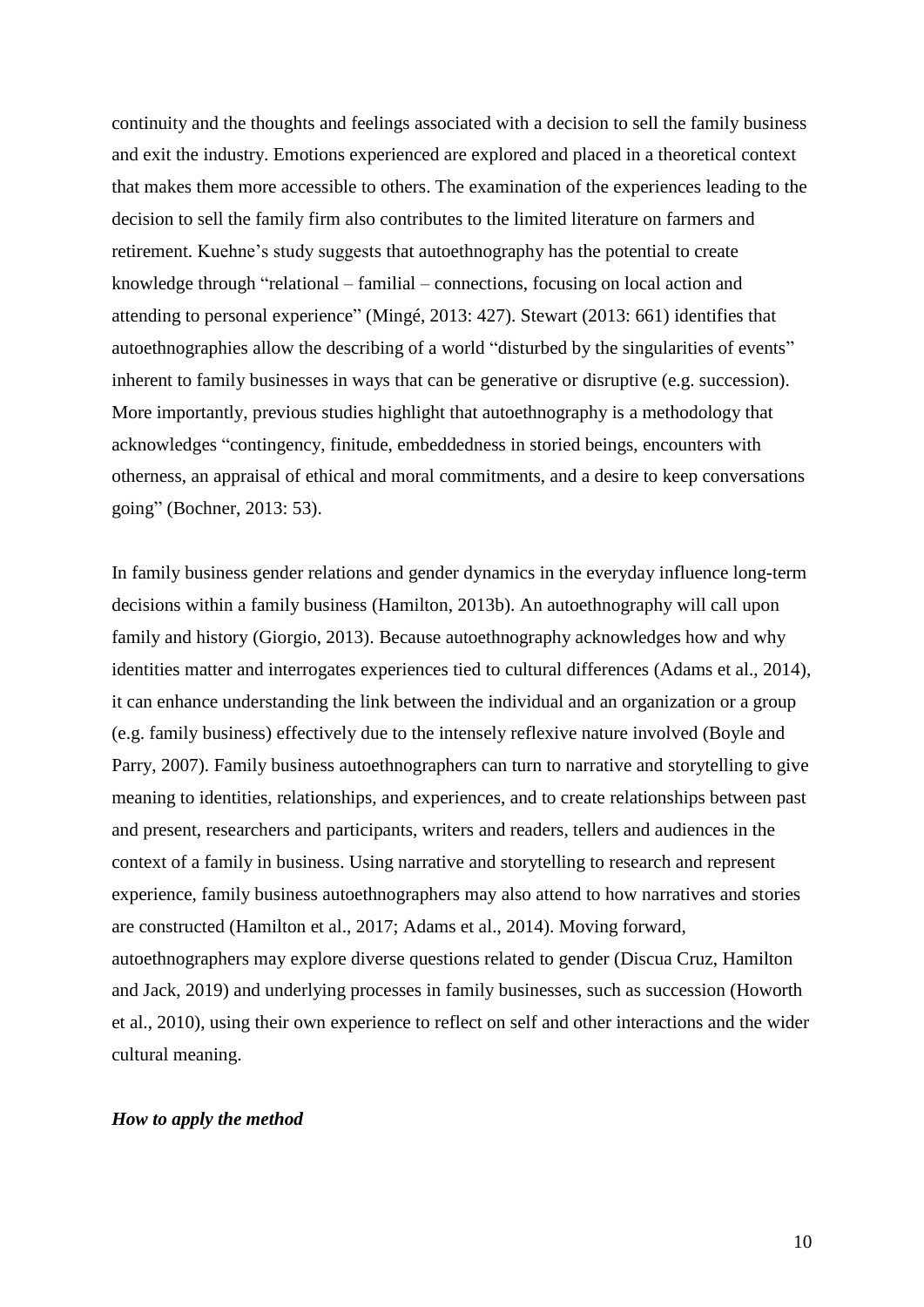continuity and the thoughts and feelings associated with a decision to sell the family business and exit the industry. Emotions experienced are explored and placed in a theoretical context that makes them more accessible to others. The examination of the experiences leading to the decision to sell the family firm also contributes to the limited literature on farmers and retirement. Kuehne's study suggests that autoethnography has the potential to create knowledge through "relational – familial – connections, focusing on local action and attending to personal experience" (Mingé, 2013: 427). Stewart (2013: 661) identifies that autoethnographies allow the describing of a world "disturbed by the singularities of events" inherent to family businesses in ways that can be generative or disruptive (e.g. succession). More importantly, previous studies highlight that autoethnography is a methodology that acknowledges "contingency, finitude, embeddedness in storied beings, encounters with otherness, an appraisal of ethical and moral commitments, and a desire to keep conversations going" (Bochner, 2013: 53).

In family business gender relations and gender dynamics in the everyday influence long-term decisions within a family business (Hamilton, 2013b). An autoethnography will call upon family and history (Giorgio, 2013). Because autoethnography acknowledges how and why identities matter and interrogates experiences tied to cultural differences (Adams et al., 2014), it can enhance understanding the link between the individual and an organization or a group (e.g. family business) effectively due to the intensely reflexive nature involved (Boyle and Parry, 2007). Family business autoethnographers can turn to narrative and storytelling to give meaning to identities, relationships, and experiences, and to create relationships between past and present, researchers and participants, writers and readers, tellers and audiences in the context of a family in business. Using narrative and storytelling to research and represent experience, family business autoethnographers may also attend to how narratives and stories are constructed (Hamilton et al., 2017; Adams et al., 2014). Moving forward, autoethnographers may explore diverse questions related to gender (Discua Cruz, Hamilton and Jack, 2019) and underlying processes in family businesses, such as succession (Howorth et al., 2010), using their own experience to reflect on self and other interactions and the wider cultural meaning.

***How to apply the method***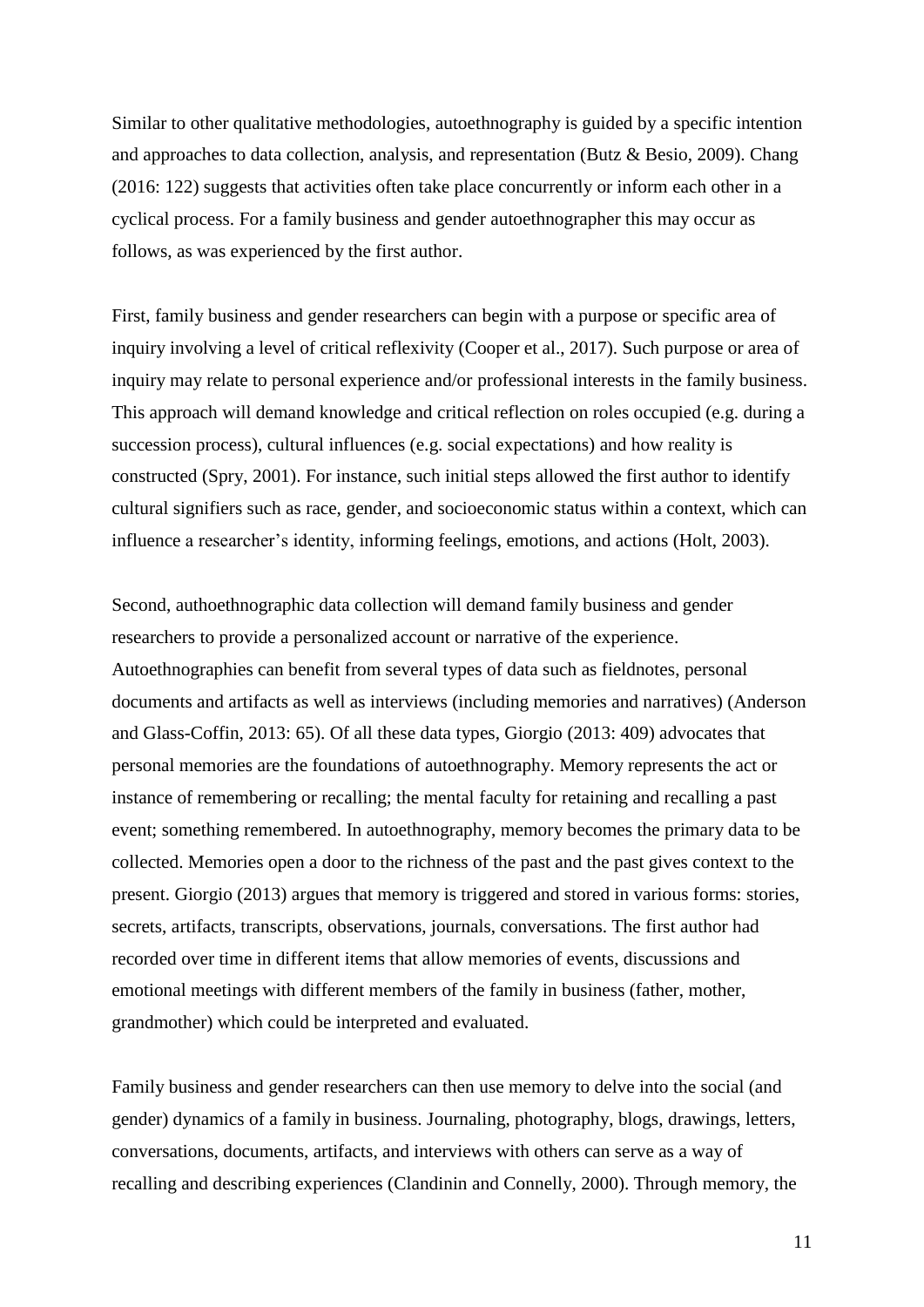Similar to other qualitative methodologies, autoethnography is guided by a specific intention and approaches to data collection, analysis, and representation (Butz & Besio, 2009). Chang (2016: 122) suggests that activities often take place concurrently or inform each other in a cyclical process. For a family business and gender autoethnographer this may occur as follows, as was experienced by the first author.

First, family business and gender researchers can begin with a purpose or specific area of inquiry involving a level of critical reflexivity (Cooper et al., 2017). Such purpose or area of inquiry may relate to personal experience and/or professional interests in the family business. This approach will demand knowledge and critical reflection on roles occupied (e.g. during a succession process), cultural influences (e.g. social expectations) and how reality is constructed (Spry, 2001). For instance, such initial steps allowed the first author to identify cultural signifiers such as race, gender, and socioeconomic status within a context, which can influence a researcher's identity, informing feelings, emotions, and actions (Holt, 2003).

Second, authoethnographic data collection will demand family business and gender researchers to provide a personalized account or narrative of the experience. Autoethnographies can benefit from several types of data such as fieldnotes, personal documents and artifacts as well as interviews (including memories and narratives) (Anderson and Glass-Coffin, 2013: 65). Of all these data types, Giorgio (2013: 409) advocates that personal memories are the foundations of autoethnography. Memory represents the act or instance of remembering or recalling; the mental faculty for retaining and recalling a past event; something remembered. In autoethnography, memory becomes the primary data to be collected. Memories open a door to the richness of the past and the past gives context to the present. Giorgio (2013) argues that memory is triggered and stored in various forms: stories, secrets, artifacts, transcripts, observations, journals, conversations. The first author had recorded over time in different items that allow memories of events, discussions and emotional meetings with different members of the family in business (father, mother, grandmother) which could be interpreted and evaluated.

Family business and gender researchers can then use memory to delve into the social (and gender) dynamics of a family in business. Journaling, photography, blogs, drawings, letters, conversations, documents, artifacts, and interviews with others can serve as a way of recalling and describing experiences (Clandinin and Connelly, 2000). Through memory, the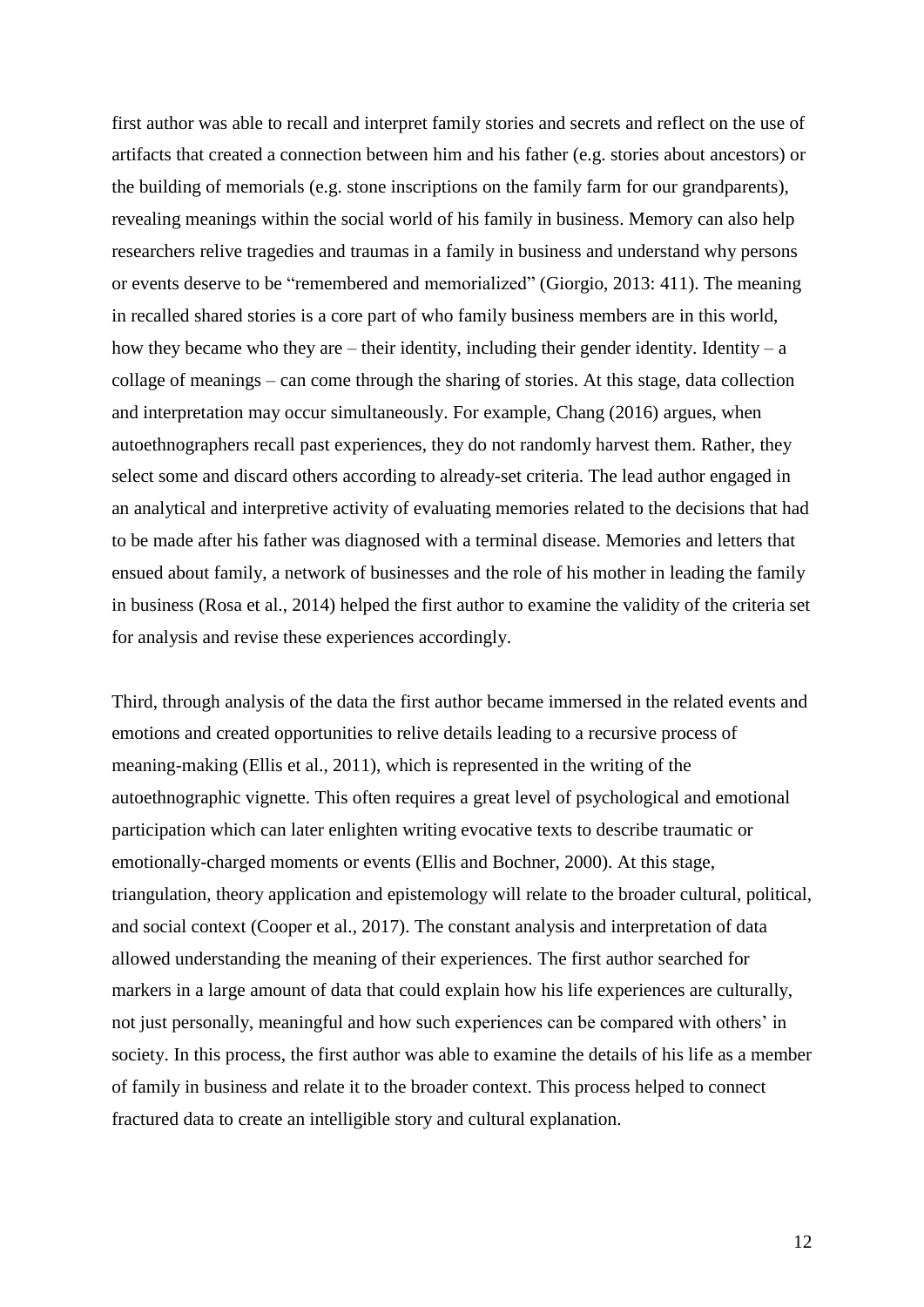first author was able to recall and interpret family stories and secrets and reflect on the use of artifacts that created a connection between him and his father (e.g. stories about ancestors) or the building of memorials (e.g. stone inscriptions on the family farm for our grandparents), revealing meanings within the social world of his family in business. Memory can also help researchers relive tragedies and traumas in a family in business and understand why persons or events deserve to be "remembered and memorialized" (Giorgio, 2013: 411). The meaning in recalled shared stories is a core part of who family business members are in this world, how they became who they are – their identity, including their gender identity. Identity – a collage of meanings – can come through the sharing of stories. At this stage, data collection and interpretation may occur simultaneously. For example, Chang (2016) argues, when autoethnographers recall past experiences, they do not randomly harvest them. Rather, they select some and discard others according to already-set criteria. The lead author engaged in an analytical and interpretive activity of evaluating memories related to the decisions that had to be made after his father was diagnosed with a terminal disease. Memories and letters that ensued about family, a network of businesses and the role of his mother in leading the family in business (Rosa et al., 2014) helped the first author to examine the validity of the criteria set for analysis and revise these experiences accordingly.

Third, through analysis of the data the first author became immersed in the related events and emotions and created opportunities to relive details leading to a recursive process of meaning-making (Ellis et al., 2011), which is represented in the writing of the autoethnographic vignette. This often requires a great level of psychological and emotional participation which can later enlighten writing evocative texts to describe traumatic or emotionally-charged moments or events (Ellis and Bochner, 2000). At this stage, triangulation, theory application and epistemology will relate to the broader cultural, political, and social context (Cooper et al., 2017). The constant analysis and interpretation of data allowed understanding the meaning of their experiences. The first author searched for markers in a large amount of data that could explain how his life experiences are culturally, not just personally, meaningful and how such experiences can be compared with others' in society. In this process, the first author was able to examine the details of his life as a member of family in business and relate it to the broader context. This process helped to connect fractured data to create an intelligible story and cultural explanation.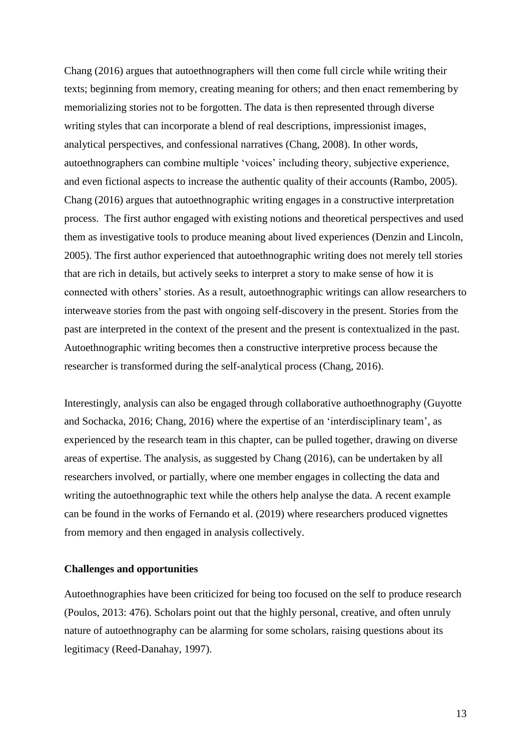Chang (2016) argues that autoethnographers will then come full circle while writing their texts; beginning from memory, creating meaning for others; and then enact remembering by memorializing stories not to be forgotten. The data is then represented through diverse writing styles that can incorporate a blend of real descriptions, impressionist images, analytical perspectives, and confessional narratives (Chang, 2008). In other words, autoethnographers can combine multiple 'voices' including theory, subjective experience, and even fictional aspects to increase the authentic quality of their accounts (Rambo, 2005). Chang (2016) argues that autoethnographic writing engages in a constructive interpretation process. The first author engaged with existing notions and theoretical perspectives and used them as investigative tools to produce meaning about lived experiences (Denzin and Lincoln, 2005). The first author experienced that autoethnographic writing does not merely tell stories that are rich in details, but actively seeks to interpret a story to make sense of how it is connected with others' stories. As a result, autoethnographic writings can allow researchers to interweave stories from the past with ongoing self-discovery in the present. Stories from the past are interpreted in the context of the present and the present is contextualized in the past. Autoethnographic writing becomes then a constructive interpretive process because the researcher is transformed during the self-analytical process (Chang, 2016).

Interestingly, analysis can also be engaged through collaborative authoethnography (Guyotte and Sochacka, 2016; Chang, 2016) where the expertise of an 'interdisciplinary team', as experienced by the research team in this chapter, can be pulled together, drawing on diverse areas of expertise. The analysis, as suggested by Chang (2016), can be undertaken by all researchers involved, or partially, where one member engages in collecting the data and writing the autoethnographic text while the others help analyse the data. A recent example can be found in the works of Fernando et al. (2019) where researchers produced vignettes from memory and then engaged in analysis collectively.

**Challenges and opportunities**

Autoethnographies have been criticized for being too focused on the self to produce research (Poulos, 2013: 476). Scholars point out that the highly personal, creative, and often unruly nature of autoethnography can be alarming for some scholars, raising questions about its legitimacy (Reed-Danahay, 1997).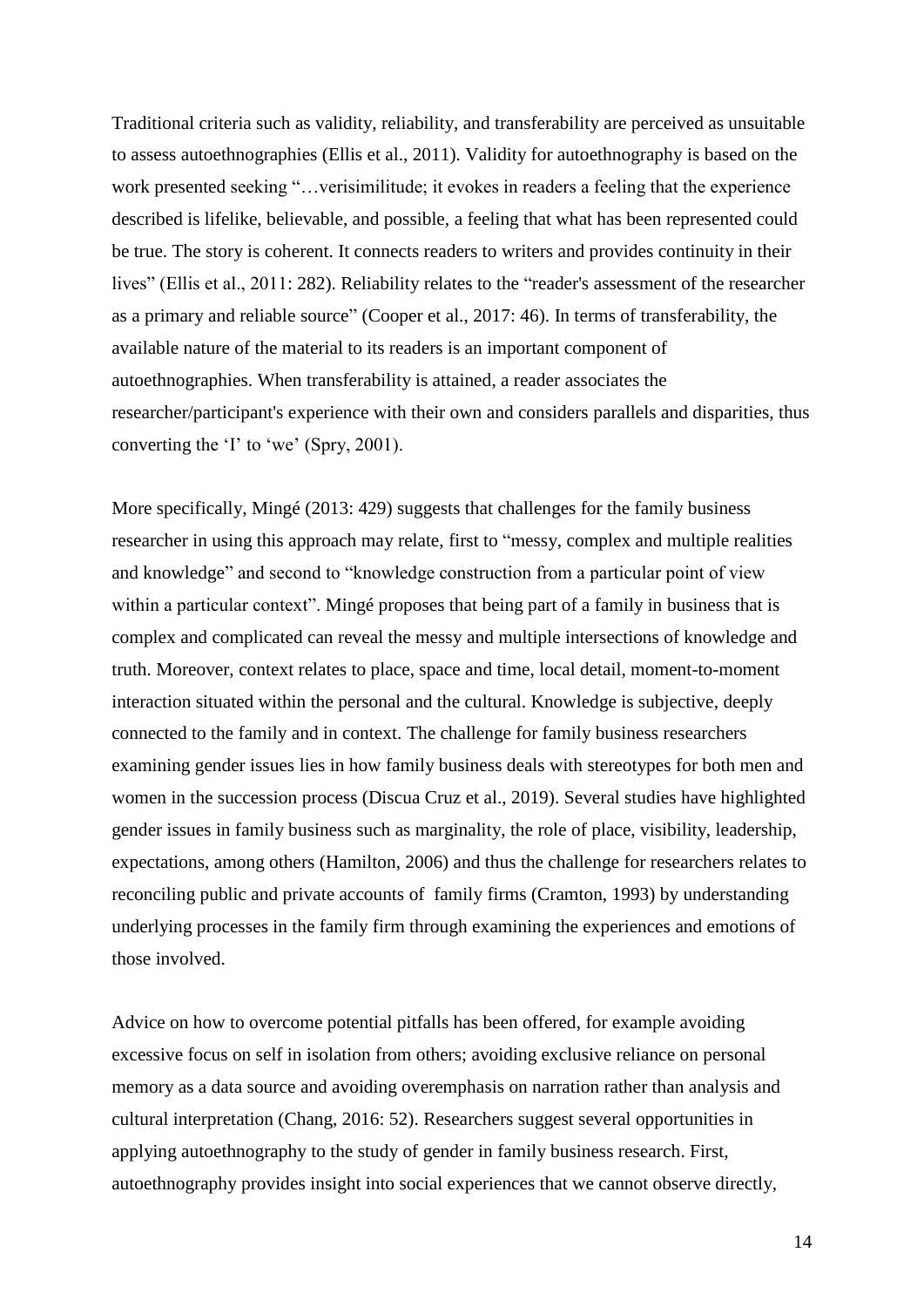Traditional criteria such as validity, reliability, and transferability are perceived as unsuitable to assess autoethnographies (Ellis et al., 2011). Validity for autoethnography is based on the work presented seeking "…verisimilitude; it evokes in readers a feeling that the experience described is lifelike, believable, and possible, a feeling that what has been represented could be true. The story is coherent. It connects readers to writers and provides continuity in their lives" (Ellis et al., 2011: 282). Reliability relates to the "reader's assessment of the researcher as a primary and reliable source" (Cooper et al., 2017: 46). In terms of transferability, the available nature of the material to its readers is an important component of autoethnographies. When transferability is attained, a reader associates the researcher/participant's experience with their own and considers parallels and disparities, thus converting the 'I' to 'we' (Spry, 2001).

More specifically, Mingé (2013: 429) suggests that challenges for the family business researcher in using this approach may relate, first to "messy, complex and multiple realities and knowledge" and second to "knowledge construction from a particular point of view within a particular context". Mingé proposes that being part of a family in business that is complex and complicated can reveal the messy and multiple intersections of knowledge and truth. Moreover, context relates to place, space and time, local detail, moment-to-moment interaction situated within the personal and the cultural. Knowledge is subjective, deeply connected to the family and in context. The challenge for family business researchers examining gender issues lies in how family business deals with stereotypes for both men and women in the succession process (Discua Cruz et al., 2019). Several studies have highlighted gender issues in family business such as marginality, the role of place, visibility, leadership, expectations, among others (Hamilton, 2006) and thus the challenge for researchers relates to reconciling public and private accounts of family firms (Cramton, 1993) by understanding underlying processes in the family firm through examining the experiences and emotions of those involved.

Advice on how to overcome potential pitfalls has been offered, for example avoiding excessive focus on self in isolation from others; avoiding exclusive reliance on personal memory as a data source and avoiding overemphasis on narration rather than analysis and cultural interpretation (Chang, 2016: 52). Researchers suggest several opportunities in applying autoethnography to the study of gender in family business research. First, autoethnography provides insight into social experiences that we cannot observe directly,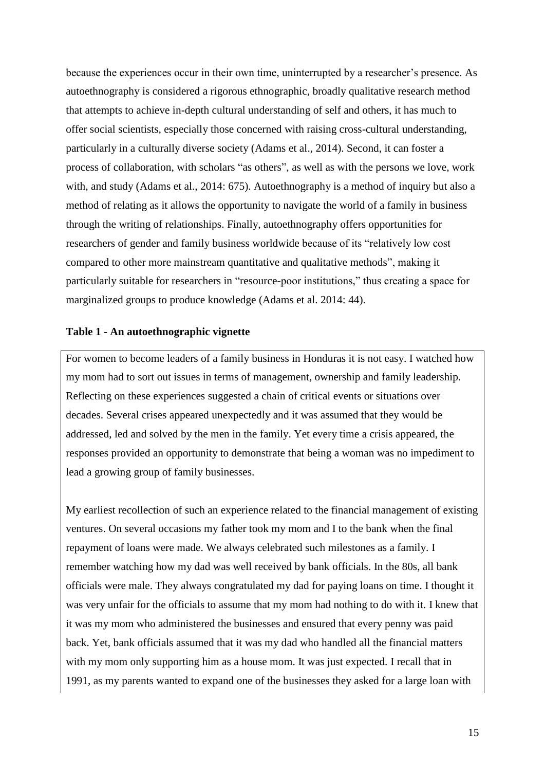because the experiences occur in their own time, uninterrupted by a researcher's presence. As autoethnography is considered a rigorous ethnographic, broadly qualitative research method that attempts to achieve in-depth cultural understanding of self and others, it has much to offer social scientists, especially those concerned with raising cross-cultural understanding, particularly in a culturally diverse society (Adams et al., 2014). Second, it can foster a process of collaboration, with scholars "as others", as well as with the persons we love, work with, and study (Adams et al., 2014: 675). Autoethnography is a method of inquiry but also a method of relating as it allows the opportunity to navigate the world of a family in business through the writing of relationships. Finally, autoethnography offers opportunities for researchers of gender and family business worldwide because of its "relatively low cost compared to other more mainstream quantitative and qualitative methods", making it particularly suitable for researchers in "resource-poor institutions," thus creating a space for marginalized groups to produce knowledge (Adams et al. 2014: 44).

**Table 1 - An autoethnographic vignette**

| For women to become leaders of a family business in Honduras it is not easy. I watched how my mom had to sort out issues in terms of management, ownership and family leadership. Reflecting on these experiences suggested a chain of critical events or situations over decades. Several crises appeared unexpectedly and it was assumed that they would be addressed, led and solved by the men in the family. Yet every time a crisis appeared, the responses provided an opportunity to demonstrate that being a woman was no impediment to lead a growing group of family businesses.<br><br>My earliest recollection of such an experience related to the financial management of existing ventures. On several occasions my father took my mom and I to the bank when the final repayment of loans were made. We always celebrated such milestones as a family. I remember watching how my dad was well received by bank officials. In the 80s, all bank officials were male. They always congratulated my dad for paying loans on time. I thought it was very unfair for the officials to assume that my mom had nothing to do with it. I knew that it was my mom who administered the businesses and ensured that every penny was paid back. Yet, bank officials assumed that it was my dad who handled all the financial matters with my mom only supporting him as a house mom. It was just expected. I recall that in 1991, as my parents wanted to expand one of the businesses they asked for a large loan with |
| --- |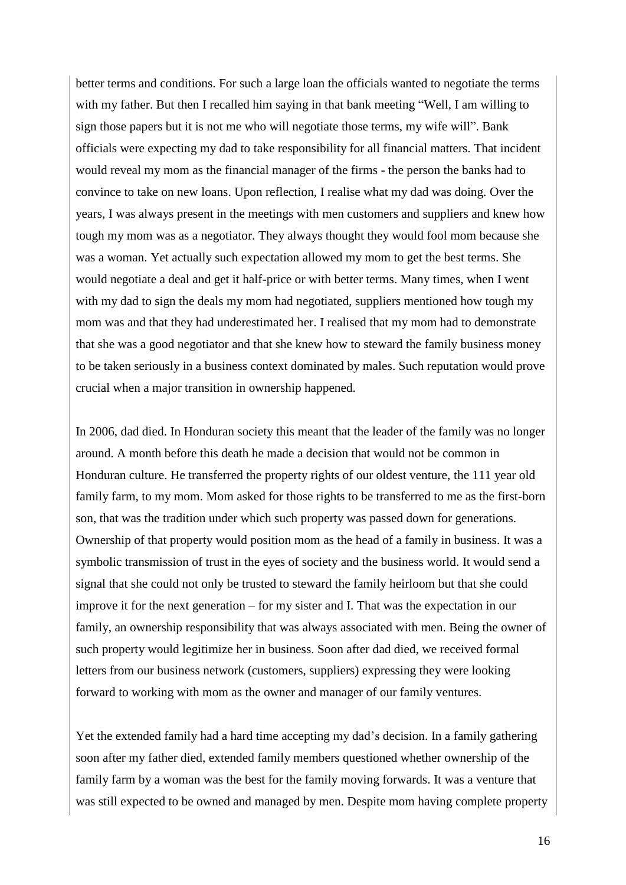better terms and conditions. For such a large loan the officials wanted to negotiate the terms with my father. But then I recalled him saying in that bank meeting "Well, I am willing to sign those papers but it is not me who will negotiate those terms, my wife will". Bank officials were expecting my dad to take responsibility for all financial matters. That incident would reveal my mom as the financial manager of the firms - the person the banks had to convince to take on new loans. Upon reflection, I realise what my dad was doing. Over the years, I was always present in the meetings with men customers and suppliers and knew how tough my mom was as a negotiator. They always thought they would fool mom because she was a woman. Yet actually such expectation allowed my mom to get the best terms. She would negotiate a deal and get it half-price or with better terms. Many times, when I went with my dad to sign the deals my mom had negotiated, suppliers mentioned how tough my mom was and that they had underestimated her. I realised that my mom had to demonstrate that she was a good negotiator and that she knew how to steward the family business money to be taken seriously in a business context dominated by males. Such reputation would prove crucial when a major transition in ownership happened.

In 2006, dad died. In Honduran society this meant that the leader of the family was no longer around. A month before this death he made a decision that would not be common in Honduran culture. He transferred the property rights of our oldest venture, the 111 year old family farm, to my mom. Mom asked for those rights to be transferred to me as the first-born son, that was the tradition under which such property was passed down for generations. Ownership of that property would position mom as the head of a family in business. It was a symbolic transmission of trust in the eyes of society and the business world. It would send a signal that she could not only be trusted to steward the family heirloom but that she could improve it for the next generation – for my sister and I. That was the expectation in our family, an ownership responsibility that was always associated with men. Being the owner of such property would legitimize her in business. Soon after dad died, we received formal letters from our business network (customers, suppliers) expressing they were looking forward to working with mom as the owner and manager of our family ventures.

Yet the extended family had a hard time accepting my dad's decision. In a family gathering soon after my father died, extended family members questioned whether ownership of the family farm by a woman was the best for the family moving forwards. It was a venture that was still expected to be owned and managed by men. Despite mom having complete property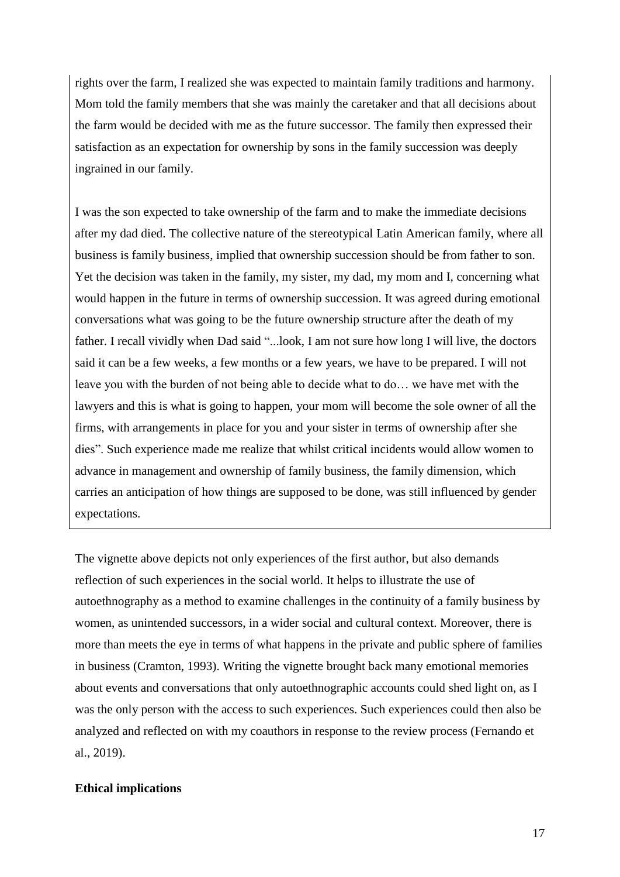rights over the farm, I realized she was expected to maintain family traditions and harmony. Mom told the family members that she was mainly the caretaker and that all decisions about the farm would be decided with me as the future successor. The family then expressed their satisfaction as an expectation for ownership by sons in the family succession was deeply ingrained in our family.

I was the son expected to take ownership of the farm and to make the immediate decisions after my dad died. The collective nature of the stereotypical Latin American family, where all business is family business, implied that ownership succession should be from father to son. Yet the decision was taken in the family, my sister, my dad, my mom and I, concerning what would happen in the future in terms of ownership succession. It was agreed during emotional conversations what was going to be the future ownership structure after the death of my father. I recall vividly when Dad said "...look, I am not sure how long I will live, the doctors said it can be a few weeks, a few months or a few years, we have to be prepared. I will not leave you with the burden of not being able to decide what to do… we have met with the lawyers and this is what is going to happen, your mom will become the sole owner of all the firms, with arrangements in place for you and your sister in terms of ownership after she dies". Such experience made me realize that whilst critical incidents would allow women to advance in management and ownership of family business, the family dimension, which carries an anticipation of how things are supposed to be done, was still influenced by gender expectations.

The vignette above depicts not only experiences of the first author, but also demands reflection of such experiences in the social world. It helps to illustrate the use of autoethnography as a method to examine challenges in the continuity of a family business by women, as unintended successors, in a wider social and cultural context. Moreover, there is more than meets the eye in terms of what happens in the private and public sphere of families in business (Cramton, 1993). Writing the vignette brought back many emotional memories about events and conversations that only autoethnographic accounts could shed light on, as I was the only person with the access to such experiences. Such experiences could then also be analyzed and reflected on with my coauthors in response to the review process (Fernando et al., 2019).

**Ethical implications**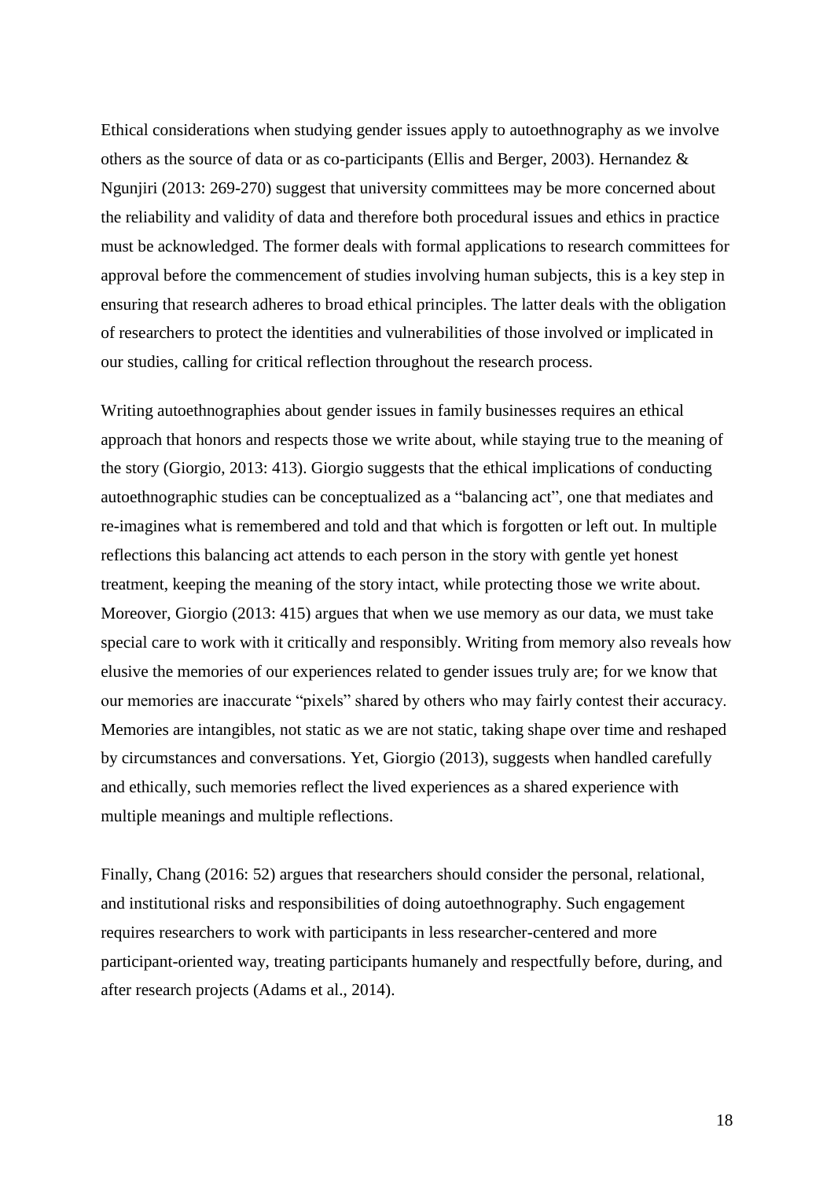Ethical considerations when studying gender issues apply to autoethnography as we involve others as the source of data or as co-participants (Ellis and Berger, 2003). Hernandez & Ngunjiri (2013: 269-270) suggest that university committees may be more concerned about the reliability and validity of data and therefore both procedural issues and ethics in practice must be acknowledged. The former deals with formal applications to research committees for approval before the commencement of studies involving human subjects, this is a key step in ensuring that research adheres to broad ethical principles. The latter deals with the obligation of researchers to protect the identities and vulnerabilities of those involved or implicated in our studies, calling for critical reflection throughout the research process.

Writing autoethnographies about gender issues in family businesses requires an ethical approach that honors and respects those we write about, while staying true to the meaning of the story (Giorgio, 2013: 413). Giorgio suggests that the ethical implications of conducting autoethnographic studies can be conceptualized as a "balancing act", one that mediates and re-imagines what is remembered and told and that which is forgotten or left out. In multiple reflections this balancing act attends to each person in the story with gentle yet honest treatment, keeping the meaning of the story intact, while protecting those we write about. Moreover, Giorgio (2013: 415) argues that when we use memory as our data, we must take special care to work with it critically and responsibly. Writing from memory also reveals how elusive the memories of our experiences related to gender issues truly are; for we know that our memories are inaccurate "pixels" shared by others who may fairly contest their accuracy. Memories are intangibles, not static as we are not static, taking shape over time and reshaped by circumstances and conversations. Yet, Giorgio (2013), suggests when handled carefully and ethically, such memories reflect the lived experiences as a shared experience with multiple meanings and multiple reflections.

Finally, Chang (2016: 52) argues that researchers should consider the personal, relational, and institutional risks and responsibilities of doing autoethnography. Such engagement requires researchers to work with participants in less researcher-centered and more participant-oriented way, treating participants humanely and respectfully before, during, and after research projects (Adams et al., 2014).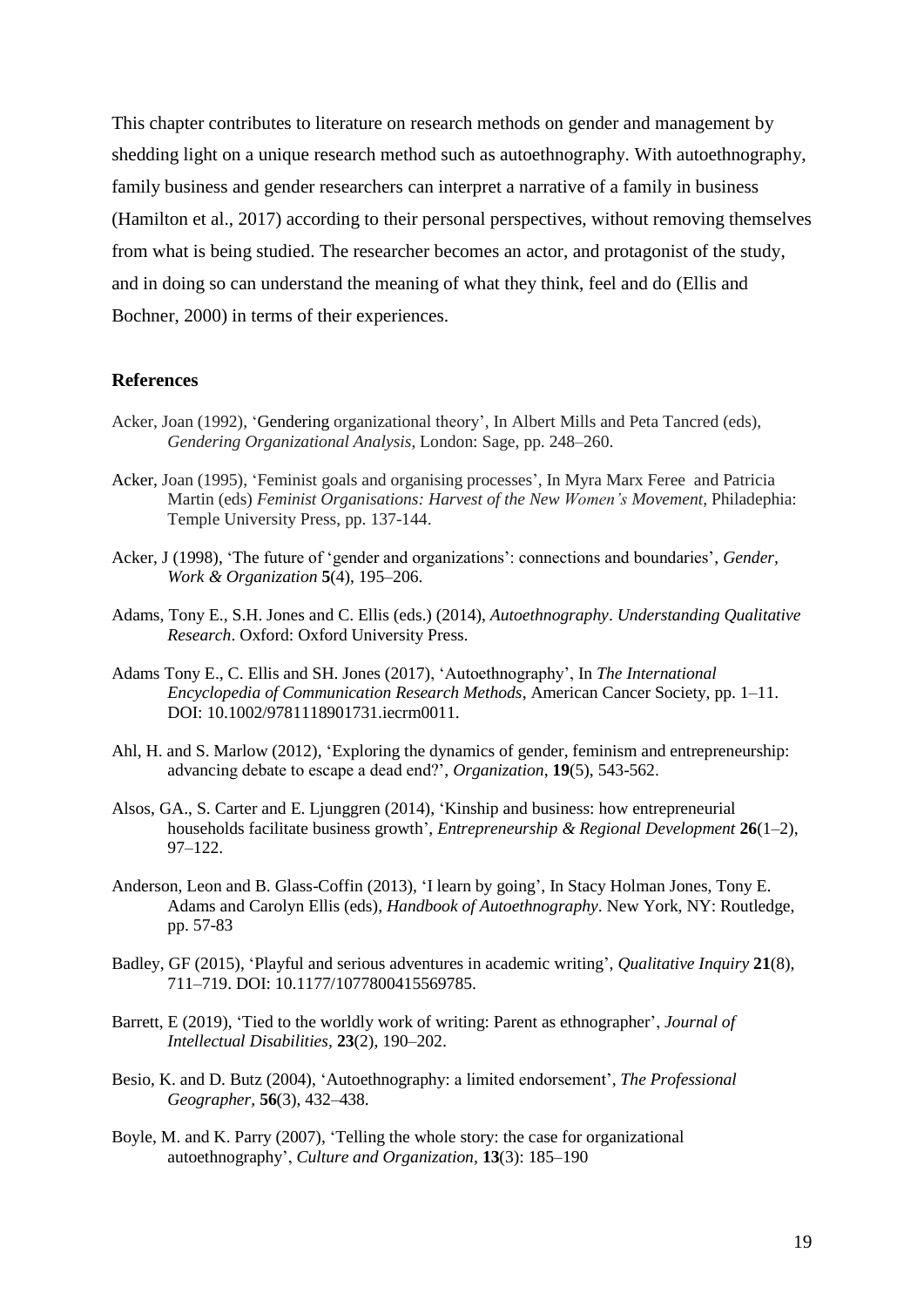This chapter contributes to literature on research methods on gender and management by shedding light on a unique research method such as autoethnography. With autoethnography, family business and gender researchers can interpret a narrative of a family in business (Hamilton et al., 2017) according to their personal perspectives, without removing themselves from what is being studied. The researcher becomes an actor, and protagonist of the study, and in doing so can understand the meaning of what they think, feel and do (Ellis and Bochner, 2000) in terms of their experiences.

## References

Acker, Joan (1992), 'Gendering organizational theory', In Albert Mills and Peta Tancred (eds), *Gendering Organizational Analysis*, London: Sage, pp. 248–260.

Acker, Joan (1995), 'Feminist goals and organising processes', In Myra Marx Feree and Patricia Martin (eds) *Feminist Organisations: Harvest of the New Women's Movement*, Philadephia: Temple University Press, pp. 137-144.

Acker, J (1998), 'The future of 'gender and organizations': connections and boundaries', *Gender, Work & Organization* **5**(4), 195–206.

Adams, Tony E., S.H. Jones and C. Ellis (eds.) (2014), *Autoethnography*. *Understanding Qualitative Research*. Oxford: Oxford University Press.

Adams Tony E., C. Ellis and SH. Jones (2017), 'Autoethnography', In *The International Encyclopedia of Communication Research Methods*, American Cancer Society, pp. 1–11. DOI: 10.1002/9781118901731.iecrm0011.

Ahl, H. and S. Marlow (2012), 'Exploring the dynamics of gender, feminism and entrepreneurship: advancing debate to escape a dead end?', *Organization*, **19**(5), 543-562.

Alsos, GA., S. Carter and E. Ljunggren (2014), 'Kinship and business: how entrepreneurial households facilitate business growth', *Entrepreneurship & Regional Development* **26**(1–2), 97–122.

Anderson, Leon and B. Glass-Coffin (2013), 'I learn by going', In Stacy Holman Jones, Tony E. Adams and Carolyn Ellis (eds), *Handbook of Autoethnography*. New York, NY: Routledge, pp. 57-83

Badley, GF (2015), 'Playful and serious adventures in academic writing', *Qualitative Inquiry* **21**(8), 711–719. DOI: 10.1177/1077800415569785.

Barrett, E (2019), 'Tied to the worldly work of writing: Parent as ethnographer', *Journal of Intellectual Disabilities*, **23**(2), 190–202.

Besio, K. and D. Butz (2004), 'Autoethnography: a limited endorsement', *The Professional Geographer*, **56**(3), 432–438.

Boyle, M. and K. Parry (2007), 'Telling the whole story: the case for organizational autoethnography', *Culture and Organization*, **13**(3): 185–190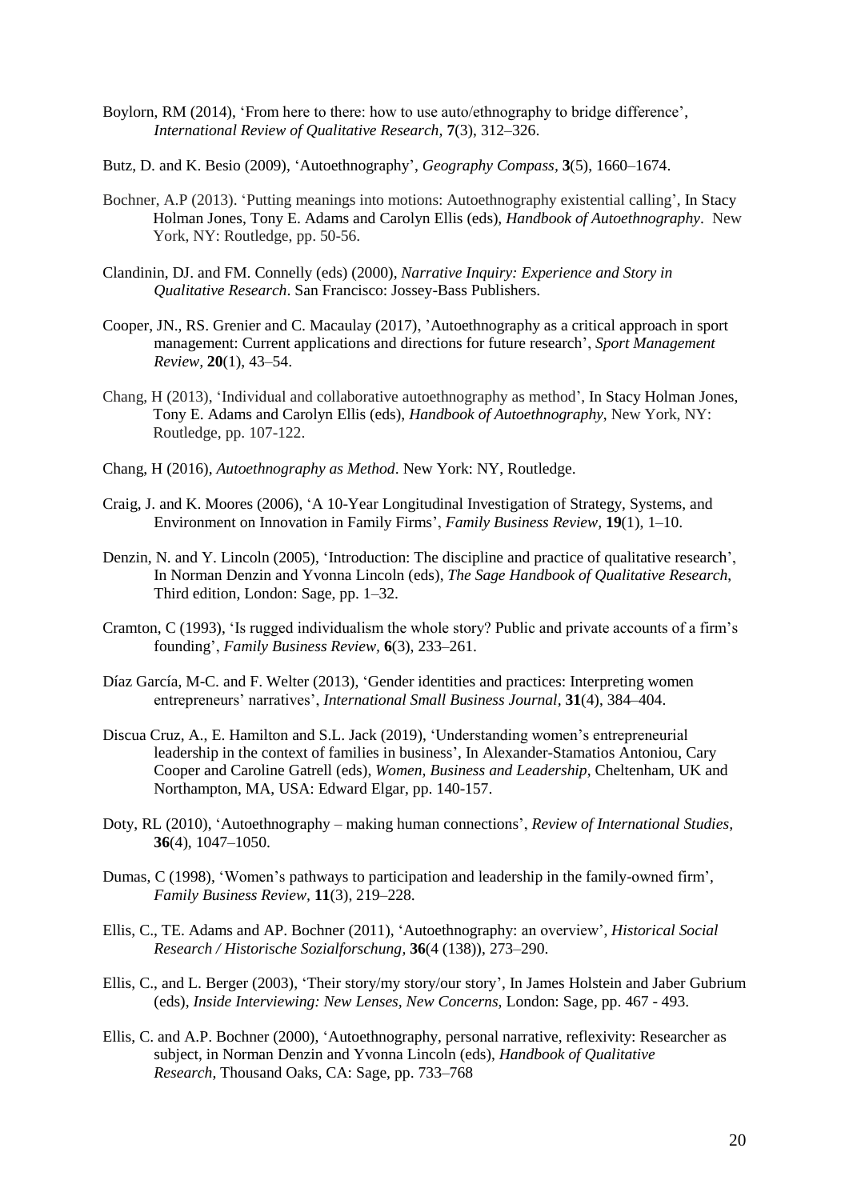Boylorn, RM (2014), 'From here to there: how to use auto/ethnography to bridge difference', *International Review of Qualitative Research*, **7**(3), 312–326.

Butz, D. and K. Besio (2009), 'Autoethnography', *Geography Compass*, **3**(5), 1660–1674.

Bochner, A.P (2013). 'Putting meanings into motions: Autoethnography existential calling', In Stacy Holman Jones, Tony E. Adams and Carolyn Ellis (eds), *Handbook of Autoethnography*. New York, NY: Routledge, pp. 50-56.

Clandinin, DJ. and FM. Connelly (eds) (2000), *Narrative Inquiry: Experience and Story in Qualitative Research*. San Francisco: Jossey-Bass Publishers.

Cooper, JN., RS. Grenier and C. Macaulay (2017), 'Autoethnography as a critical approach in sport management: Current applications and directions for future research', *Sport Management Review*, **20**(1), 43–54.

Chang, H (2013), 'Individual and collaborative autoethnography as method', In Stacy Holman Jones, Tony E. Adams and Carolyn Ellis (eds), *Handbook of Autoethnography*, New York, NY: Routledge, pp. 107-122.

Chang, H (2016), *Autoethnography as Method*. New York: NY, Routledge.

Craig, J. and K. Moores (2006), 'A 10-Year Longitudinal Investigation of Strategy, Systems, and Environment on Innovation in Family Firms', *Family Business Review*, **19**(1), 1–10.

Denzin, N. and Y. Lincoln (2005), 'Introduction: The discipline and practice of qualitative research', In Norman Denzin and Yvonna Lincoln (eds), *The Sage Handbook of Qualitative Research*, Third edition, London: Sage, pp. 1–32.

Cramton, C (1993), 'Is rugged individualism the whole story? Public and private accounts of a firm's founding', *Family Business Review*, **6**(3), 233–261.

Díaz García, M-C. and F. Welter (2013), 'Gender identities and practices: Interpreting women entrepreneurs' narratives', *International Small Business Journal*, **31**(4), 384–404.

Discua Cruz, A., E. Hamilton and S.L. Jack (2019), 'Understanding women's entrepreneurial leadership in the context of families in business', In Alexander-Stamatios Antoniou, Cary Cooper and Caroline Gatrell (eds), *Women, Business and Leadership*, Cheltenham, UK and Northampton, MA, USA: Edward Elgar, pp. 140-157.

Doty, RL (2010), 'Autoethnography – making human connections', *Review of International Studies*, **36**(4), 1047–1050.

Dumas, C (1998), 'Women's pathways to participation and leadership in the family-owned firm', *Family Business Review*, **11**(3), 219–228.

Ellis, C., TE. Adams and AP. Bochner (2011), 'Autoethnography: an overview', *Historical Social Research / Historische Sozialforschung*, **36**(4 (138)), 273–290.

Ellis, C., and L. Berger (2003), 'Their story/my story/our story', In James Holstein and Jaber Gubrium (eds), *Inside Interviewing: New Lenses, New Concerns*, London: Sage, pp. 467 - 493.

Ellis, C. and A.P. Bochner (2000), 'Autoethnography, personal narrative, reflexivity: Researcher as subject, in Norman Denzin and Yvonna Lincoln (eds), *Handbook of Qualitative Research*, Thousand Oaks, CA: Sage, pp. 733–768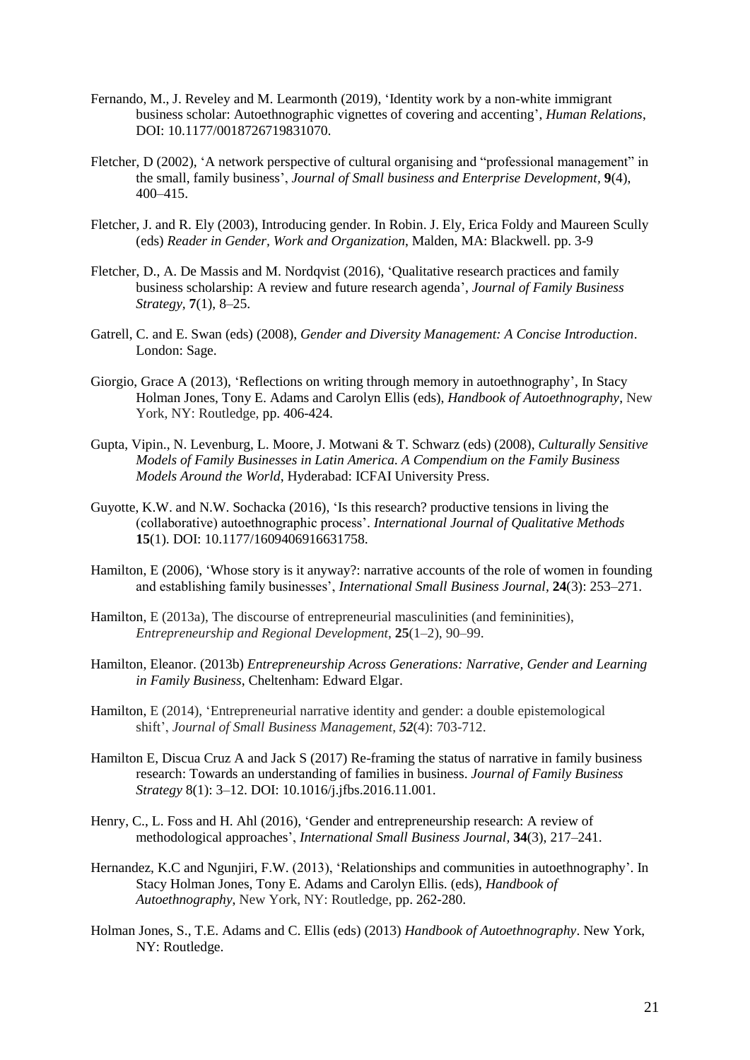Fernando, M., J. Reveley and M. Learmonth (2019), 'Identity work by a non-white immigrant business scholar: Autoethnographic vignettes of covering and accenting', *Human Relations*, DOI: 10.1177/0018726719831070.

Fletcher, D (2002), 'A network perspective of cultural organising and "professional management" in the small, family business', *Journal of Small business and Enterprise Development,* **9**(4), 400–415.

Fletcher, J. and R. Ely (2003), Introducing gender. In Robin. J. Ely, Erica Foldy and Maureen Scully (eds) *Reader in Gender, Work and Organization*, Malden, MA: Blackwell. pp. 3-9

Fletcher, D., A. De Massis and M. Nordqvist (2016), 'Qualitative research practices and family business scholarship: A review and future research agenda', *Journal of Family Business Strategy*, **7**(1), 8–25.

Gatrell, C. and E. Swan (eds) (2008), *Gender and Diversity Management: A Concise Introduction*. London: Sage.

Giorgio, Grace A (2013), 'Reflections on writing through memory in autoethnography', In Stacy Holman Jones, Tony E. Adams and Carolyn Ellis (eds), *Handbook of Autoethnography*, New York, NY: Routledge, pp. 406-424.

Gupta, Vipin., N. Levenburg, L. Moore, J. Motwani & T. Schwarz (eds) (2008), *Culturally Sensitive Models of Family Businesses in Latin America. A Compendium on the Family Business Models Around the World*, Hyderabad: ICFAI University Press.

Guyotte, K.W. and N.W. Sochacka (2016), 'Is this research? productive tensions in living the (collaborative) autoethnographic process'. *International Journal of Qualitative Methods* **15**(1). DOI: 10.1177/1609406916631758.

Hamilton, E (2006), 'Whose story is it anyway?: narrative accounts of the role of women in founding and establishing family businesses', *International Small Business Journal*, **24**(3): 253–271.

Hamilton, E (2013a), The discourse of entrepreneurial masculinities (and femininities), *Entrepreneurship and Regional Development*, **25**(1–2), 90–99.

Hamilton, Eleanor. (2013b) *Entrepreneurship Across Generations: Narrative, Gender and Learning in Family Business*, Cheltenham: Edward Elgar.

Hamilton, E (2014), 'Entrepreneurial narrative identity and gender: a double epistemological shift', *Journal of Small Business Management*, ***52***(4): 703-712.

Hamilton E, Discua Cruz A and Jack S (2017) Re-framing the status of narrative in family business research: Towards an understanding of families in business. *Journal of Family Business Strategy* 8(1): 3–12. DOI: 10.1016/j.jfbs.2016.11.001.

Henry, C., L. Foss and H. Ahl (2016), 'Gender and entrepreneurship research: A review of methodological approaches', *International Small Business Journal,* **34**(3), 217–241.

Hernandez, K.C and Ngunjiri, F.W. (2013), 'Relationships and communities in autoethnography'. In Stacy Holman Jones, Tony E. Adams and Carolyn Ellis. (eds), *Handbook of Autoethnography*, New York, NY: Routledge, pp. 262-280.

Holman Jones, S., T.E. Adams and C. Ellis (eds) (2013) *Handbook of Autoethnography*. New York, NY: Routledge.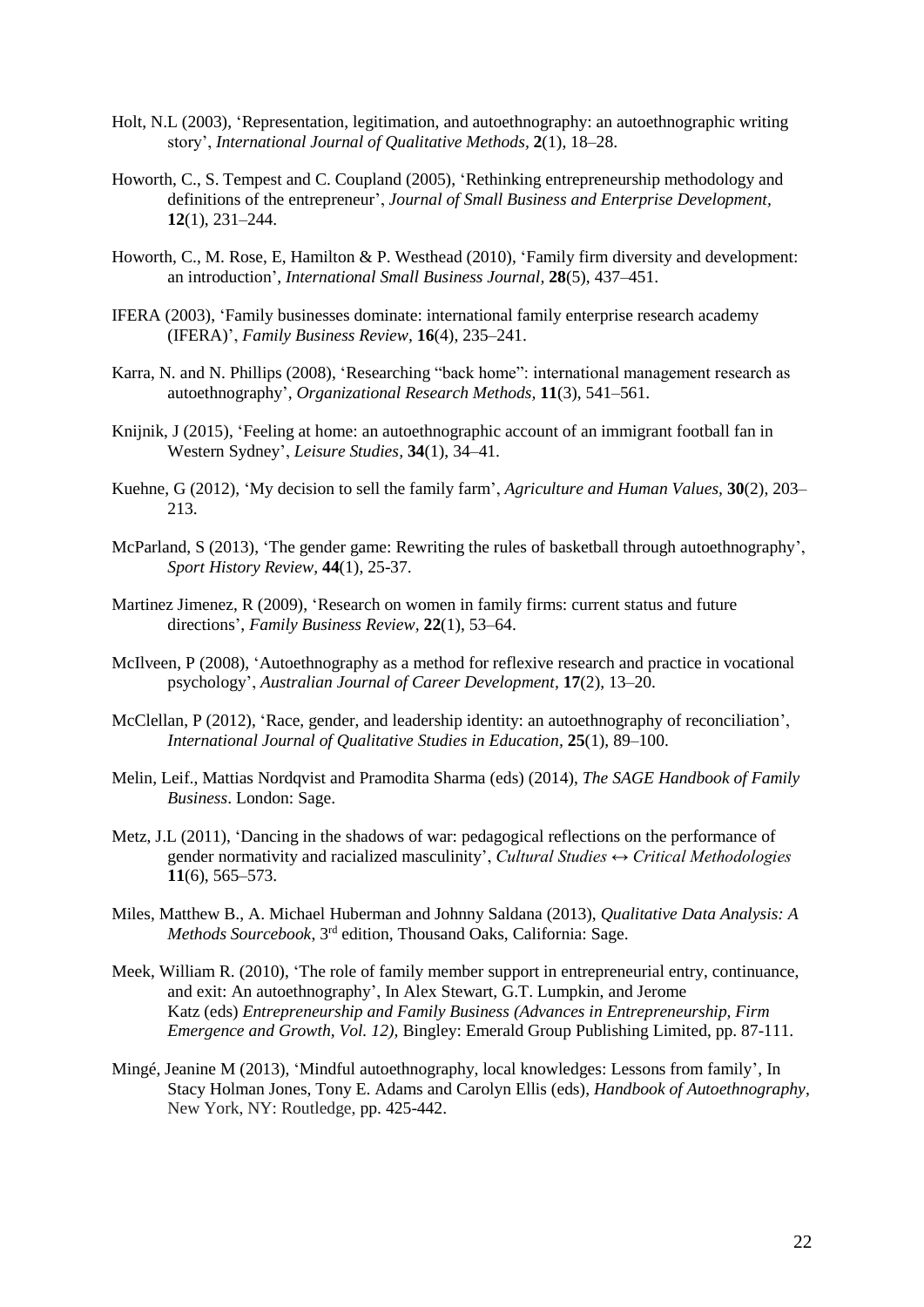Holt, N.L (2003), 'Representation, legitimation, and autoethnography: an autoethnographic writing story', *International Journal of Qualitative Methods,* **2**(1), 18–28.

Howorth, C., S. Tempest and C. Coupland (2005), 'Rethinking entrepreneurship methodology and definitions of the entrepreneur', *Journal of Small Business and Enterprise Development*, **12**(1), 231–244.

Howorth, C., M. Rose, E, Hamilton & P. Westhead (2010), 'Family firm diversity and development: an introduction', *International Small Business Journal,* **28**(5), 437–451.

IFERA (2003), 'Family businesses dominate: international family enterprise research academy (IFERA)', *Family Business Review,* **16**(4), 235–241.

Karra, N. and N. Phillips (2008), 'Researching "back home": international management research as autoethnography', *Organizational Research Methods,* **11**(3), 541–561.

Knijnik, J (2015), 'Feeling at home: an autoethnographic account of an immigrant football fan in Western Sydney', *Leisure Studies,* **34**(1), 34–41.

Kuehne, G (2012), 'My decision to sell the family farm', *Agriculture and Human Values,* **30**(2), 203–213.

McParland, S (2013), 'The gender game: Rewriting the rules of basketball through autoethnography', *Sport History Review*, **44**(1), 25-37.

Martinez Jimenez, R (2009), 'Research on women in family firms: current status and future directions', *Family Business Review,* **22**(1), 53–64.

McIlveen, P (2008), 'Autoethnography as a method for reflexive research and practice in vocational psychology', *Australian Journal of Career Development,* **17**(2), 13–20.

McClellan, P (2012), 'Race, gender, and leadership identity: an autoethnography of reconciliation', *International Journal of Qualitative Studies in Education,* **25**(1), 89–100.

Melin, Leif., Mattias Nordqvist and Pramodita Sharma (eds) (2014), *The SAGE Handbook of Family Business*. London: Sage.

Metz, J.L (2011), 'Dancing in the shadows of war: pedagogical reflections on the performance of gender normativity and racialized masculinity', *Cultural Studies ↔ Critical Methodologies* **11**(6), 565–573.

Miles, Matthew B., A. Michael Huberman and Johnny Saldana (2013), *Qualitative Data Analysis: A Methods Sourcebook*, 3rd edition, Thousand Oaks, California: Sage.

Meek, William R. (2010), 'The role of family member support in entrepreneurial entry, continuance, and exit: An autoethnography', In Alex Stewart, G.T. Lumpkin, and Jerome Katz (eds) *Entrepreneurship and Family Business (Advances in Entrepreneurship, Firm Emergence and Growth, Vol. 12),* Bingley: Emerald Group Publishing Limited, pp. 87-111.

Mingé, Jeanine M (2013), 'Mindful autoethnography, local knowledges: Lessons from family', In Stacy Holman Jones, Tony E. Adams and Carolyn Ellis (eds), *Handbook of Autoethnography*, New York, NY: Routledge, pp. 425-442.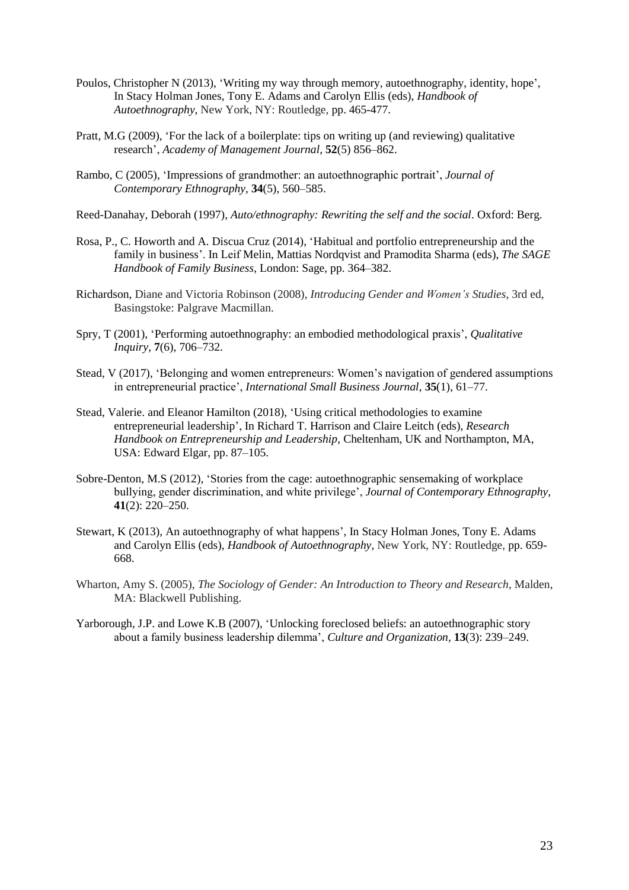Poulos, Christopher N (2013), 'Writing my way through memory, autoethnography, identity, hope', In Stacy Holman Jones, Tony E. Adams and Carolyn Ellis (eds), *Handbook of Autoethnography*, New York, NY: Routledge, pp. 465-477.

Pratt, M.G (2009), 'For the lack of a boilerplate: tips on writing up (and reviewing) qualitative research', *Academy of Management Journal,* **52**(5) 856–862.

Rambo, C (2005), 'Impressions of grandmother: an autoethnographic portrait', *Journal of Contemporary Ethnography*, **34**(5), 560–585.

Reed-Danahay, Deborah (1997), *Auto/ethnography: Rewriting the self and the social*. Oxford: Berg.

Rosa, P., C. Howorth and A. Discua Cruz (2014), 'Habitual and portfolio entrepreneurship and the family in business'. In Leif Melin, Mattias Nordqvist and Pramodita Sharma (eds), *The SAGE Handbook of Family Business*, London: Sage, pp. 364–382.

Richardson, Diane and Victoria Robinson (2008), *Introducing Gender and Women's Studies*, 3rd ed, Basingstoke: Palgrave Macmillan.

Spry, T (2001), 'Performing autoethnography: an embodied methodological praxis', *Qualitative Inquiry*, **7**(6), 706–732.

Stead, V (2017), 'Belonging and women entrepreneurs: Women's navigation of gendered assumptions in entrepreneurial practice', *International Small Business Journal,* **35**(1), 61–77.

Stead, Valerie. and Eleanor Hamilton (2018), 'Using critical methodologies to examine entrepreneurial leadership', In Richard T. Harrison and Claire Leitch (eds), *Research Handbook on Entrepreneurship and Leadership*, Cheltenham, UK and Northampton, MA, USA: Edward Elgar, pp. 87–105.

Sobre-Denton, M.S (2012), 'Stories from the cage: autoethnographic sensemaking of workplace bullying, gender discrimination, and white privilege', *Journal of Contemporary Ethnography,* **41**(2): 220–250.

Stewart, K (2013), An autoethnography of what happens', In Stacy Holman Jones, Tony E. Adams and Carolyn Ellis (eds), *Handbook of Autoethnography*, New York, NY: Routledge, pp. 659-668.

Wharton, Amy S. (2005), *The Sociology of Gender: An Introduction to Theory and Research*, Malden, MA: Blackwell Publishing.

Yarborough, J.P. and Lowe K.B (2007), 'Unlocking foreclosed beliefs: an autoethnographic story about a family business leadership dilemma', *Culture and Organization,* **13**(3): 239–249.